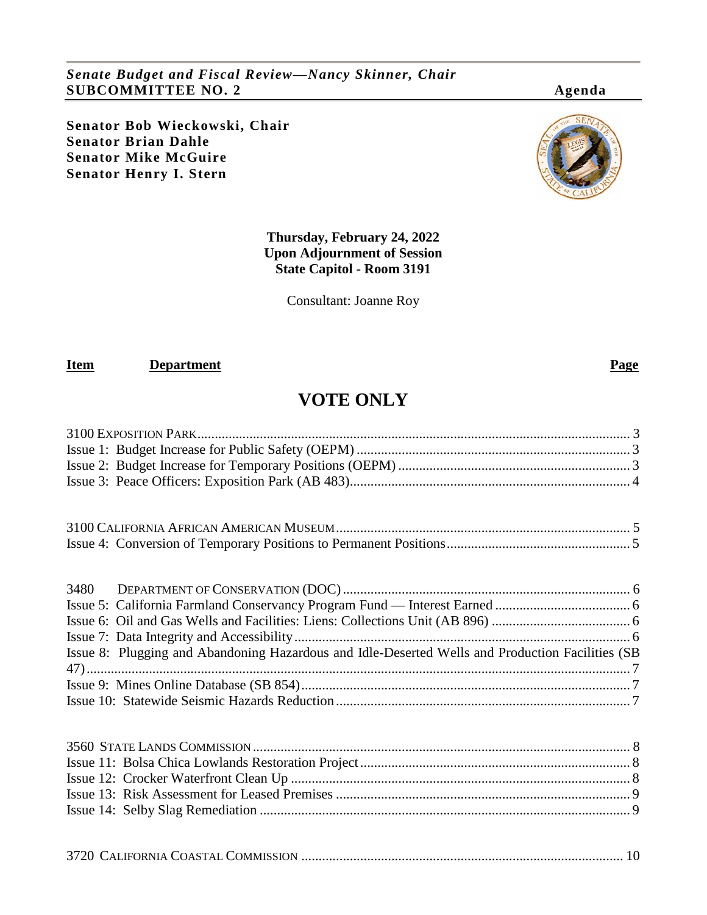*Senate Budget and Fiscal Review—Nancy Skinner, Chair*
**SUBCOMMITTEE NO. 2** **Agenda**

**Senator Bob Wieckowski, Chair**
**Senator Brian Dahle**
**Senator Mike McGuire**
**Senator Henry I. Stern**

**Thursday, February 24, 2022**
**Upon Adjournment of Session**
**State Capitol - Room 3191**

Consultant: Joanne Roy

| Item | Department | Page |
|---|---|---|

# VOTE ONLY

| | |
|---|---|
| 3100 EXPOSITION PARK | 3 |
| Issue 1: Budget Increase for Public Safety (OEPM) | 3 |
| Issue 2: Budget Increase for Temporary Positions (OEPM) | 3 |
| Issue 3: Peace Officers: Exposition Park (AB 483) | 4 |

| | |
|---|---|
| 3100 CALIFORNIA AFRICAN AMERICAN MUSEUM | 5 |
| Issue 4: Conversion of Temporary Positions to Permanent Positions | 5 |

| | |
|---|---|
| 3480 DEPARTMENT OF CONSERVATION (DOC) | 6 |
| Issue 5: California Farmland Conservancy Program Fund — Interest Earned | 6 |
| Issue 6: Oil and Gas Wells and Facilities: Liens: Collections Unit (AB 896) | 6 |
| Issue 7: Data Integrity and Accessibility | 6 |
| Issue 8: Plugging and Abandoning Hazardous and Idle-Deserted Wells and Production Facilities (SB 47) | 7 |
| Issue 9: Mines Online Database (SB 854) | 7 |
| Issue 10: Statewide Seismic Hazards Reduction | 7 |

| | |
|---|---|
| 3560 STATE LANDS COMMISSION | 8 |
| Issue 11: Bolsa Chica Lowlands Restoration Project | 8 |
| Issue 12: Crocker Waterfront Clean Up | 8 |
| Issue 13: Risk Assessment for Leased Premises | 9 |
| Issue 14: Selby Slag Remediation | 9 |

| | |
|---|---|
| 3720 CALIFORNIA COASTAL COMMISSION | 10 |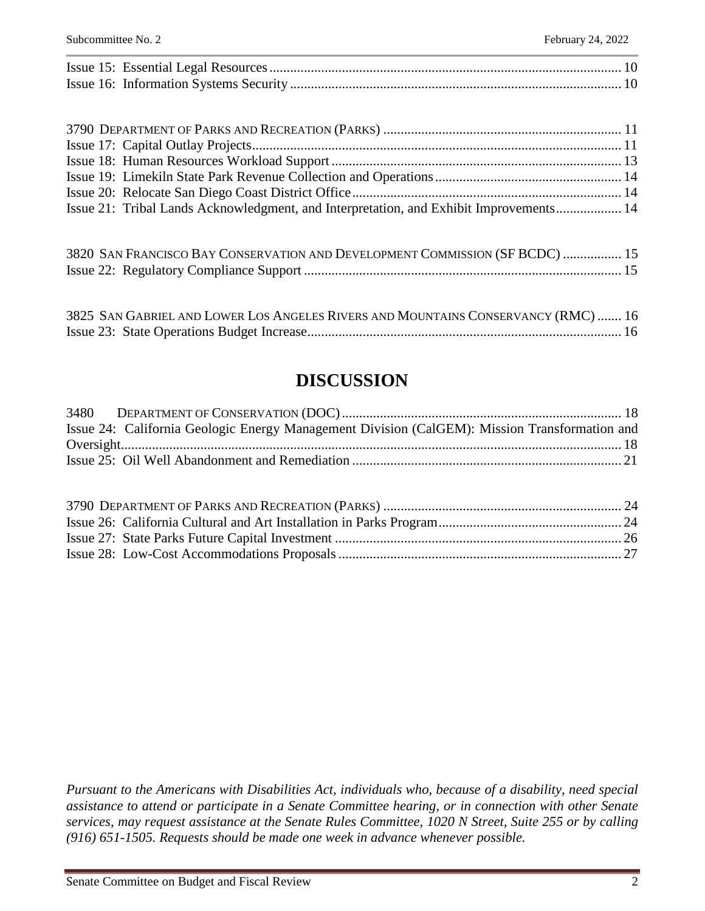Issue 15: Essential Legal Resources ..... 10
Issue 16: Information Systems Security ..... 10

3790 DEPARTMENT OF PARKS AND RECREATION (PARKS) ..... 11
Issue 17: Capital Outlay Projects ..... 11
Issue 18: Human Resources Workload Support ..... 13
Issue 19: Limekiln State Park Revenue Collection and Operations ..... 14
Issue 20: Relocate San Diego Coast District Office ..... 14
Issue 21: Tribal Lands Acknowledgment, and Interpretation, and Exhibit Improvements ..... 14

3820 SAN FRANCISCO BAY CONSERVATION AND DEVELOPMENT COMMISSION (SF BCDC) ..... 15
Issue 22: Regulatory Compliance Support ..... 15

3825 SAN GABRIEL AND LOWER LOS ANGELES RIVERS AND MOUNTAINS CONSERVANCY (RMC) ..... 16
Issue 23: State Operations Budget Increase ..... 16

# DISCUSSION

3480 DEPARTMENT OF CONSERVATION (DOC) ..... 18
Issue 24: California Geologic Energy Management Division (CalGEM): Mission Transformation and Oversight ..... 18
Issue 25: Oil Well Abandonment and Remediation ..... 21

3790 DEPARTMENT OF PARKS AND RECREATION (PARKS) ..... 24
Issue 26: California Cultural and Art Installation in Parks Program ..... 24
Issue 27: State Parks Future Capital Investment ..... 26
Issue 28: Low-Cost Accommodations Proposals ..... 27

*Pursuant to the Americans with Disabilities Act, individuals who, because of a disability, need special assistance to attend or participate in a Senate Committee hearing, or in connection with other Senate services, may request assistance at the Senate Rules Committee, 1020 N Street, Suite 255 or by calling (916) 651-1505. Requests should be made one week in advance whenever possible.*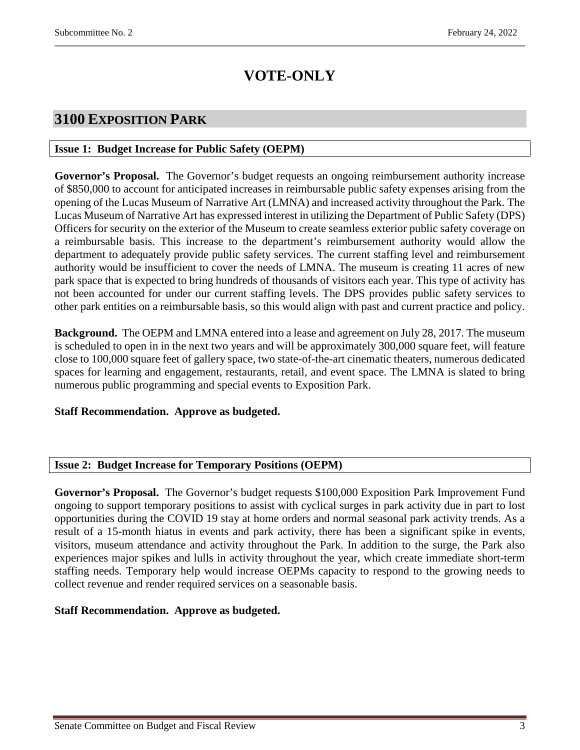# VOTE-ONLY

## 3100 Exposition Park

### Issue 1: Budget Increase for Public Safety (OEPM)

**Governor's Proposal.** The Governor's budget requests an ongoing reimbursement authority increase of $850,000 to account for anticipated increases in reimbursable public safety expenses arising from the opening of the Lucas Museum of Narrative Art (LMNA) and increased activity throughout the Park. The Lucas Museum of Narrative Art has expressed interest in utilizing the Department of Public Safety (DPS) Officers for security on the exterior of the Museum to create seamless exterior public safety coverage on a reimbursable basis. This increase to the department's reimbursement authority would allow the department to adequately provide public safety services. The current staffing level and reimbursement authority would be insufficient to cover the needs of LMNA. The museum is creating 11 acres of new park space that is expected to bring hundreds of thousands of visitors each year. This type of activity has not been accounted for under our current staffing levels. The DPS provides public safety services to other park entities on a reimbursable basis, so this would align with past and current practice and policy.

**Background.** The OEPM and LMNA entered into a lease and agreement on July 28, 2017. The museum is scheduled to open in in the next two years and will be approximately 300,000 square feet, will feature close to 100,000 square feet of gallery space, two state-of-the-art cinematic theaters, numerous dedicated spaces for learning and engagement, restaurants, retail, and event space. The LMNA is slated to bring numerous public programming and special events to Exposition Park.

**Staff Recommendation. Approve as budgeted.**

### Issue 2: Budget Increase for Temporary Positions (OEPM)

**Governor's Proposal.** The Governor's budget requests $100,000 Exposition Park Improvement Fund ongoing to support temporary positions to assist with cyclical surges in park activity due in part to lost opportunities during the COVID 19 stay at home orders and normal seasonal park activity trends. As a result of a 15-month hiatus in events and park activity, there has been a significant spike in events, visitors, museum attendance and activity throughout the Park. In addition to the surge, the Park also experiences major spikes and lulls in activity throughout the year, which create immediate short-term staffing needs. Temporary help would increase OEPMs capacity to respond to the growing needs to collect revenue and render required services on a seasonable basis.

**Staff Recommendation. Approve as budgeted.**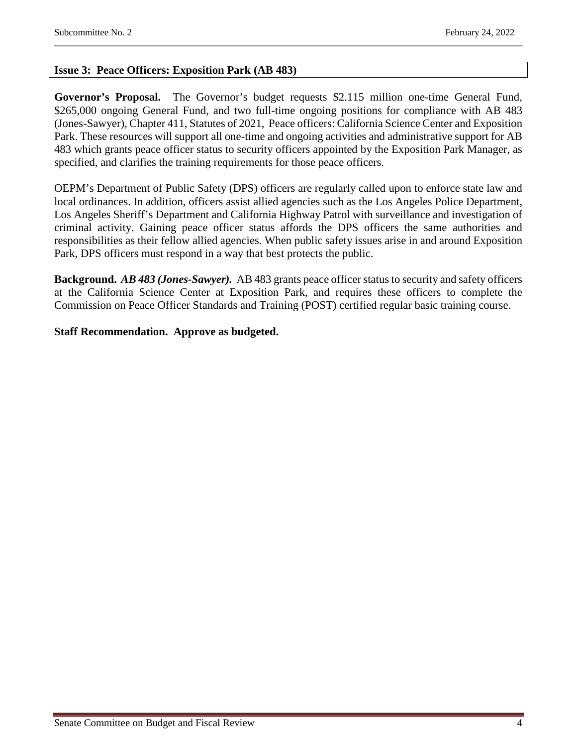### Issue 3: Peace Officers: Exposition Park (AB 483)

**Governor's Proposal.** The Governor's budget requests $2.115 million one-time General Fund, $265,000 ongoing General Fund, and two full-time ongoing positions for compliance with AB 483 (Jones-Sawyer), Chapter 411, Statutes of 2021, Peace officers: California Science Center and Exposition Park. These resources will support all one-time and ongoing activities and administrative support for AB 483 which grants peace officer status to security officers appointed by the Exposition Park Manager, as specified, and clarifies the training requirements for those peace officers.

OEPM's Department of Public Safety (DPS) officers are regularly called upon to enforce state law and local ordinances. In addition, officers assist allied agencies such as the Los Angeles Police Department, Los Angeles Sheriff's Department and California Highway Patrol with surveillance and investigation of criminal activity. Gaining peace officer status affords the DPS officers the same authorities and responsibilities as their fellow allied agencies. When public safety issues arise in and around Exposition Park, DPS officers must respond in a way that best protects the public.

**Background.** ***AB 483 (Jones-Sawyer).*** AB 483 grants peace officer status to security and safety officers at the California Science Center at Exposition Park, and requires these officers to complete the Commission on Peace Officer Standards and Training (POST) certified regular basic training course.

**Staff Recommendation. Approve as budgeted.**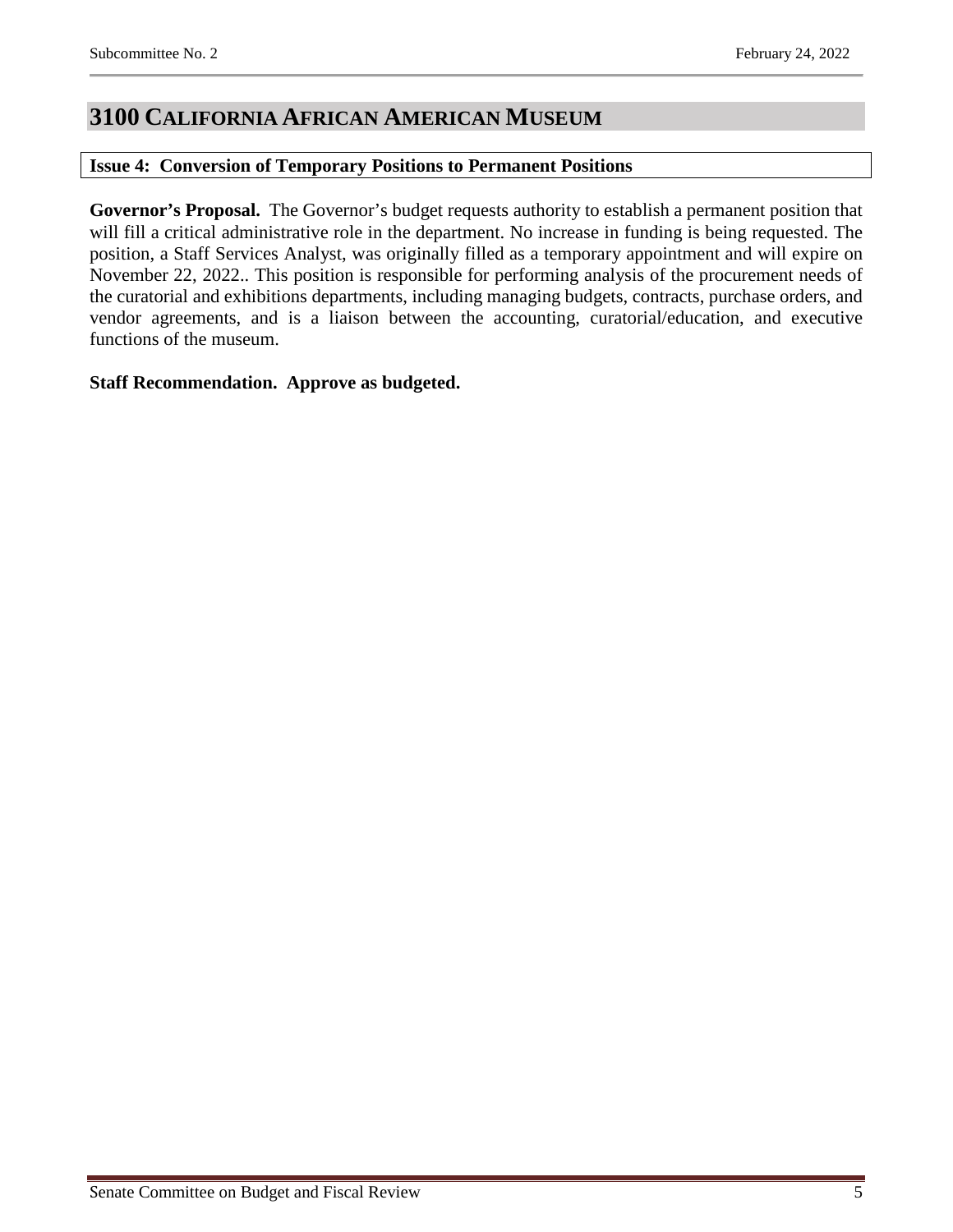# 3100 CALIFORNIA AFRICAN AMERICAN MUSEUM

## Issue 4: Conversion of Temporary Positions to Permanent Positions

**Governor's Proposal.** The Governor's budget requests authority to establish a permanent position that will fill a critical administrative role in the department. No increase in funding is being requested. The position, a Staff Services Analyst, was originally filled as a temporary appointment and will expire on November 22, 2022.. This position is responsible for performing analysis of the procurement needs of the curatorial and exhibitions departments, including managing budgets, contracts, purchase orders, and vendor agreements, and is a liaison between the accounting, curatorial/education, and executive functions of the museum.

**Staff Recommendation. Approve as budgeted.**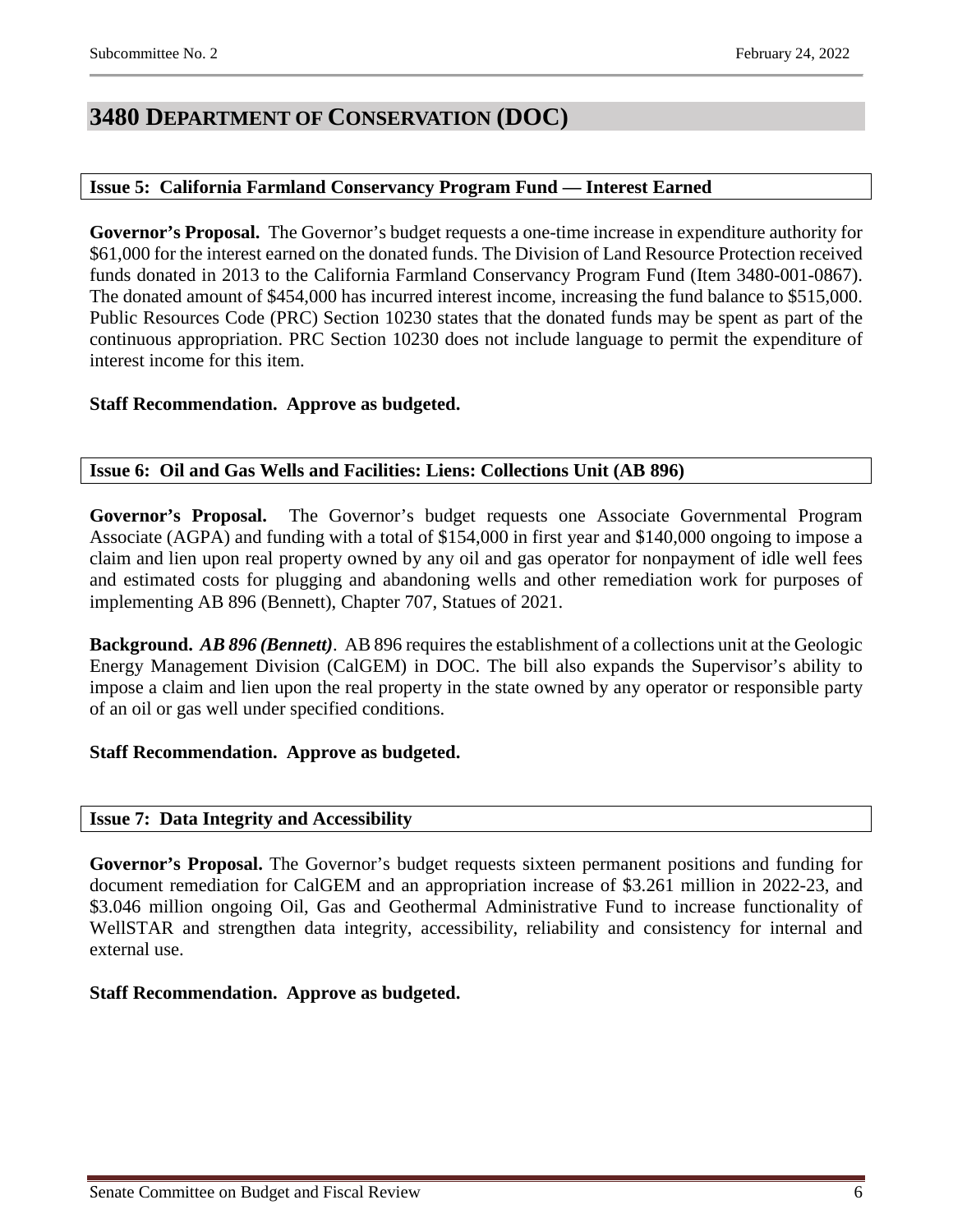## 3480 Department of Conservation (DOC)

### Issue 5: California Farmland Conservancy Program Fund — Interest Earned

**Governor's Proposal.** The Governor's budget requests a one-time increase in expenditure authority for \$61,000 for the interest earned on the donated funds. The Division of Land Resource Protection received funds donated in 2013 to the California Farmland Conservancy Program Fund (Item 3480-001-0867). The donated amount of \$454,000 has incurred interest income, increasing the fund balance to \$515,000. Public Resources Code (PRC) Section 10230 states that the donated funds may be spent as part of the continuous appropriation. PRC Section 10230 does not include language to permit the expenditure of interest income for this item.

**Staff Recommendation. Approve as budgeted.**

### Issue 6: Oil and Gas Wells and Facilities: Liens: Collections Unit (AB 896)

**Governor's Proposal.** The Governor's budget requests one Associate Governmental Program Associate (AGPA) and funding with a total of \$154,000 in first year and \$140,000 ongoing to impose a claim and lien upon real property owned by any oil and gas operator for nonpayment of idle well fees and estimated costs for plugging and abandoning wells and other remediation work for purposes of implementing AB 896 (Bennett), Chapter 707, Statues of 2021.

**Background.** ***AB 896 (Bennett)***. AB 896 requires the establishment of a collections unit at the Geologic Energy Management Division (CalGEM) in DOC. The bill also expands the Supervisor's ability to impose a claim and lien upon the real property in the state owned by any operator or responsible party of an oil or gas well under specified conditions.

**Staff Recommendation. Approve as budgeted.**

### Issue 7: Data Integrity and Accessibility

**Governor's Proposal.** The Governor's budget requests sixteen permanent positions and funding for document remediation for CalGEM and an appropriation increase of \$3.261 million in 2022-23, and \$3.046 million ongoing Oil, Gas and Geothermal Administrative Fund to increase functionality of WellSTAR and strengthen data integrity, accessibility, reliability and consistency for internal and external use.

**Staff Recommendation. Approve as budgeted.**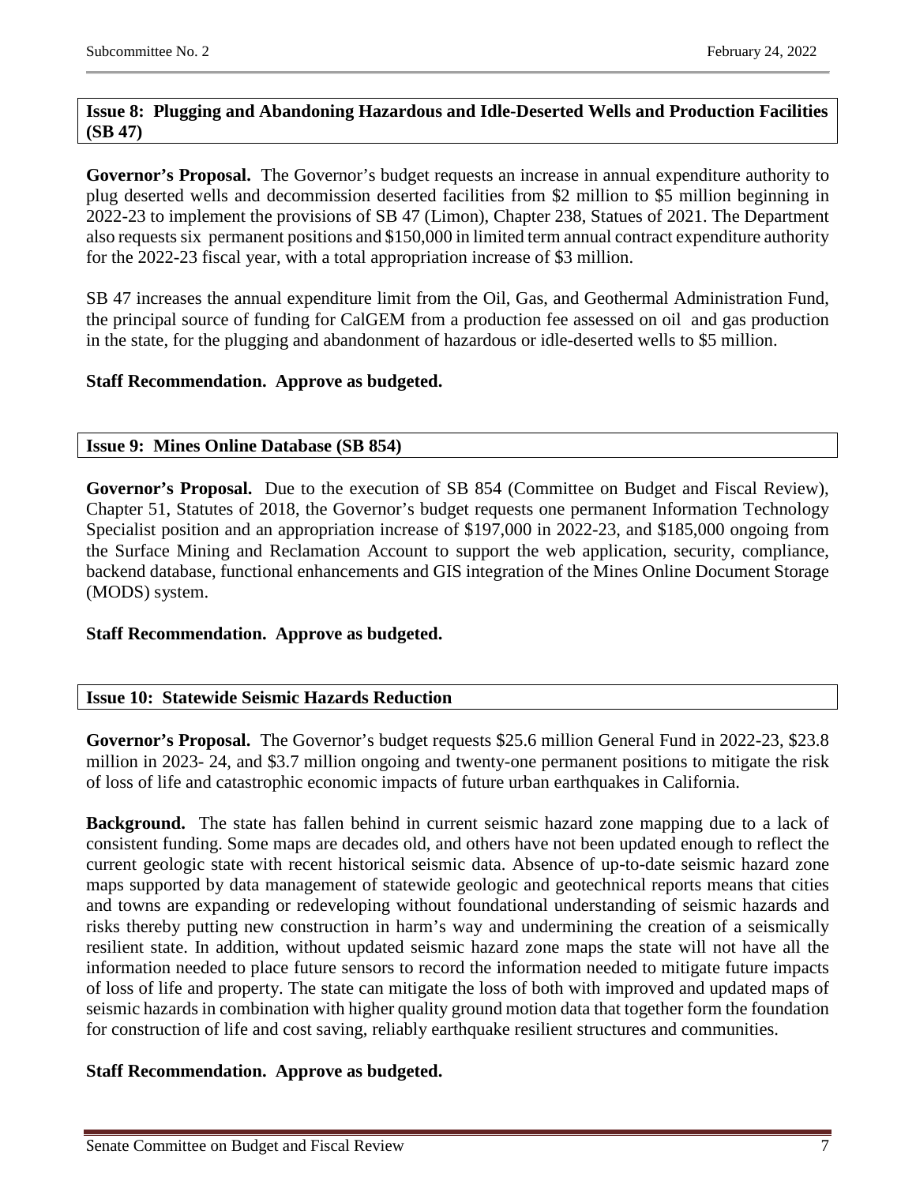### Issue 8: Plugging and Abandoning Hazardous and Idle-Deserted Wells and Production Facilities (SB 47)

**Governor's Proposal.** The Governor's budget requests an increase in annual expenditure authority to plug deserted wells and decommission deserted facilities from $2 million to $5 million beginning in 2022-23 to implement the provisions of SB 47 (Limon), Chapter 238, Statues of 2021. The Department also requests six permanent positions and $150,000 in limited term annual contract expenditure authority for the 2022-23 fiscal year, with a total appropriation increase of $3 million.

SB 47 increases the annual expenditure limit from the Oil, Gas, and Geothermal Administration Fund, the principal source of funding for CalGEM from a production fee assessed on oil and gas production in the state, for the plugging and abandonment of hazardous or idle-deserted wells to $5 million.

**Staff Recommendation. Approve as budgeted.**

### Issue 9: Mines Online Database (SB 854)

**Governor's Proposal.** Due to the execution of SB 854 (Committee on Budget and Fiscal Review), Chapter 51, Statutes of 2018, the Governor's budget requests one permanent Information Technology Specialist position and an appropriation increase of $197,000 in 2022-23, and $185,000 ongoing from the Surface Mining and Reclamation Account to support the web application, security, compliance, backend database, functional enhancements and GIS integration of the Mines Online Document Storage (MODS) system.

**Staff Recommendation. Approve as budgeted.**

### Issue 10: Statewide Seismic Hazards Reduction

**Governor's Proposal.** The Governor's budget requests $25.6 million General Fund in 2022-23, $23.8 million in 2023- 24, and $3.7 million ongoing and twenty-one permanent positions to mitigate the risk of loss of life and catastrophic economic impacts of future urban earthquakes in California.

**Background.** The state has fallen behind in current seismic hazard zone mapping due to a lack of consistent funding. Some maps are decades old, and others have not been updated enough to reflect the current geologic state with recent historical seismic data. Absence of up-to-date seismic hazard zone maps supported by data management of statewide geologic and geotechnical reports means that cities and towns are expanding or redeveloping without foundational understanding of seismic hazards and risks thereby putting new construction in harm's way and undermining the creation of a seismically resilient state. In addition, without updated seismic hazard zone maps the state will not have all the information needed to place future sensors to record the information needed to mitigate future impacts of loss of life and property. The state can mitigate the loss of both with improved and updated maps of seismic hazards in combination with higher quality ground motion data that together form the foundation for construction of life and cost saving, reliably earthquake resilient structures and communities.

**Staff Recommendation. Approve as budgeted.**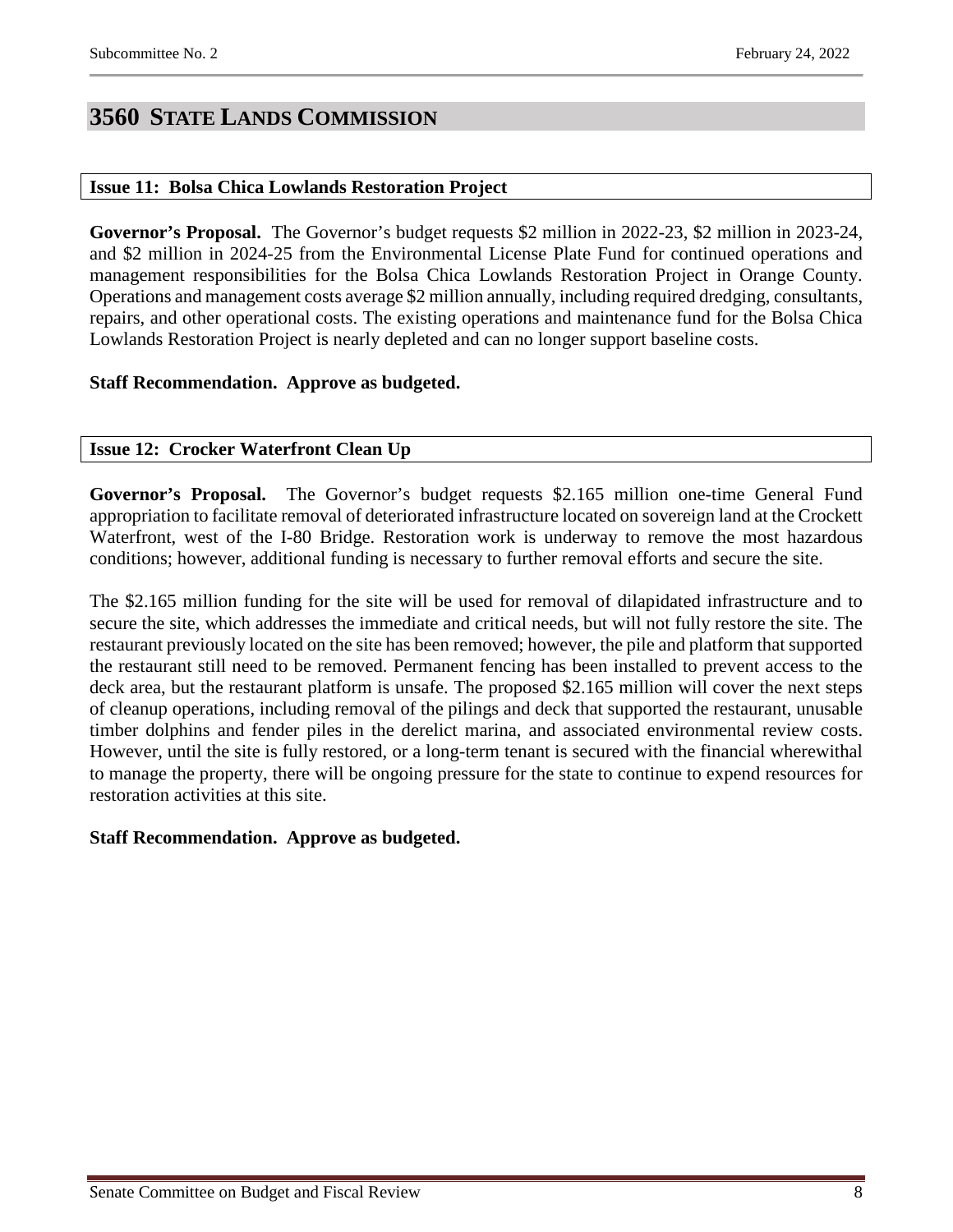# 3560 STATE LANDS COMMISSION

### Issue 11: Bolsa Chica Lowlands Restoration Project

**Governor's Proposal.** The Governor's budget requests $2 million in 2022-23, $2 million in 2023-24, and $2 million in 2024-25 from the Environmental License Plate Fund for continued operations and management responsibilities for the Bolsa Chica Lowlands Restoration Project in Orange County. Operations and management costs average $2 million annually, including required dredging, consultants, repairs, and other operational costs. The existing operations and maintenance fund for the Bolsa Chica Lowlands Restoration Project is nearly depleted and can no longer support baseline costs.

**Staff Recommendation. Approve as budgeted.**

### Issue 12: Crocker Waterfront Clean Up

**Governor's Proposal.** The Governor's budget requests $2.165 million one-time General Fund appropriation to facilitate removal of deteriorated infrastructure located on sovereign land at the Crockett Waterfront, west of the I-80 Bridge. Restoration work is underway to remove the most hazardous conditions; however, additional funding is necessary to further removal efforts and secure the site.

The $2.165 million funding for the site will be used for removal of dilapidated infrastructure and to secure the site, which addresses the immediate and critical needs, but will not fully restore the site. The restaurant previously located on the site has been removed; however, the pile and platform that supported the restaurant still need to be removed. Permanent fencing has been installed to prevent access to the deck area, but the restaurant platform is unsafe. The proposed $2.165 million will cover the next steps of cleanup operations, including removal of the pilings and deck that supported the restaurant, unusable timber dolphins and fender piles in the derelict marina, and associated environmental review costs. However, until the site is fully restored, or a long-term tenant is secured with the financial wherewithal to manage the property, there will be ongoing pressure for the state to continue to expend resources for restoration activities at this site.

**Staff Recommendation. Approve as budgeted.**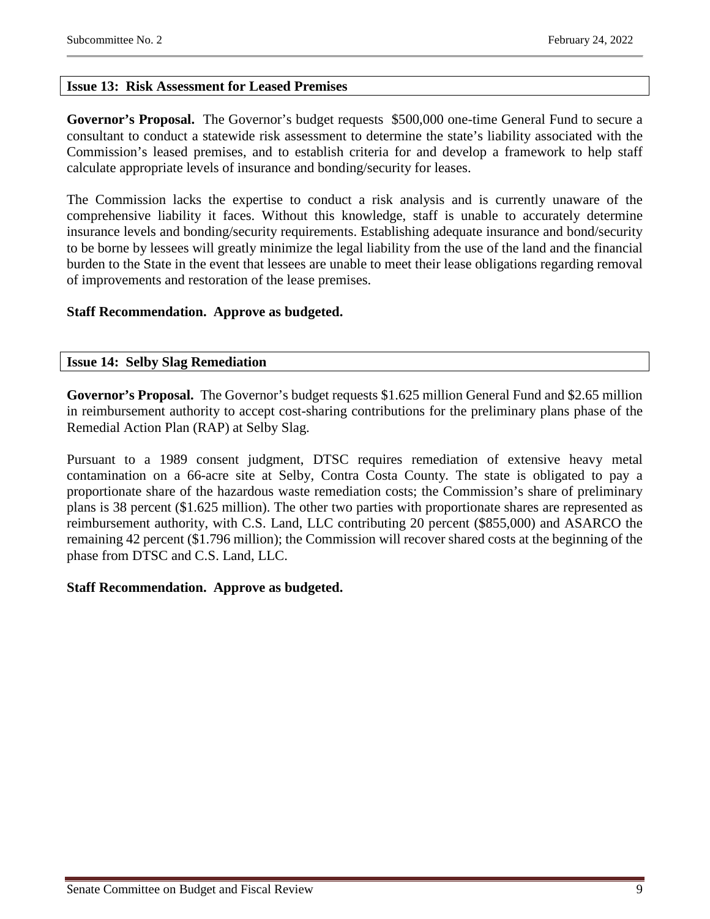### Issue 13: Risk Assessment for Leased Premises

**Governor's Proposal.** The Governor's budget requests $500,000 one-time General Fund to secure a consultant to conduct a statewide risk assessment to determine the state's liability associated with the Commission's leased premises, and to establish criteria for and develop a framework to help staff calculate appropriate levels of insurance and bonding/security for leases.

The Commission lacks the expertise to conduct a risk analysis and is currently unaware of the comprehensive liability it faces. Without this knowledge, staff is unable to accurately determine insurance levels and bonding/security requirements. Establishing adequate insurance and bond/security to be borne by lessees will greatly minimize the legal liability from the use of the land and the financial burden to the State in the event that lessees are unable to meet their lease obligations regarding removal of improvements and restoration of the lease premises.

**Staff Recommendation. Approve as budgeted.**

### Issue 14: Selby Slag Remediation

**Governor's Proposal.** The Governor's budget requests $1.625 million General Fund and $2.65 million in reimbursement authority to accept cost-sharing contributions for the preliminary plans phase of the Remedial Action Plan (RAP) at Selby Slag.

Pursuant to a 1989 consent judgment, DTSC requires remediation of extensive heavy metal contamination on a 66-acre site at Selby, Contra Costa County. The state is obligated to pay a proportionate share of the hazardous waste remediation costs; the Commission's share of preliminary plans is 38 percent ($1.625 million). The other two parties with proportionate shares are represented as reimbursement authority, with C.S. Land, LLC contributing 20 percent ($855,000) and ASARCO the remaining 42 percent ($1.796 million); the Commission will recover shared costs at the beginning of the phase from DTSC and C.S. Land, LLC.

**Staff Recommendation. Approve as budgeted.**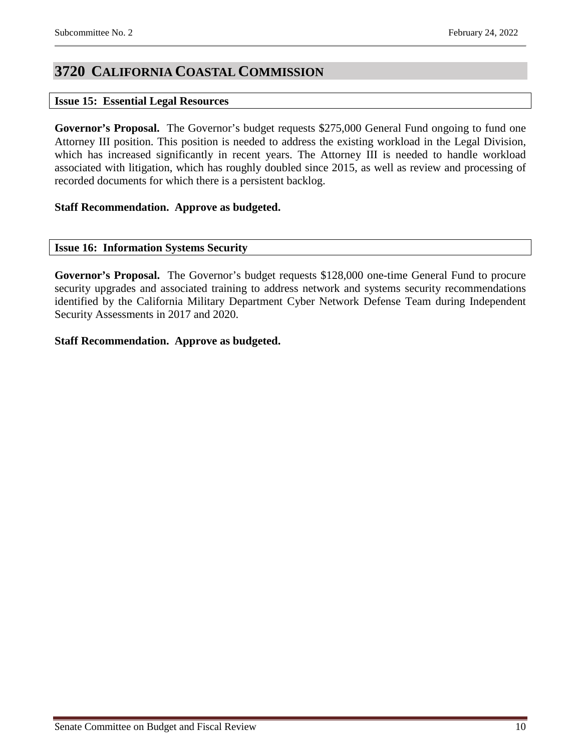# 3720 California Coastal Commission

### Issue 15: Essential Legal Resources

**Governor's Proposal.** The Governor's budget requests $275,000 General Fund ongoing to fund one Attorney III position. This position is needed to address the existing workload in the Legal Division, which has increased significantly in recent years. The Attorney III is needed to handle workload associated with litigation, which has roughly doubled since 2015, as well as review and processing of recorded documents for which there is a persistent backlog.

**Staff Recommendation. Approve as budgeted.**

### Issue 16: Information Systems Security

**Governor's Proposal.** The Governor's budget requests $128,000 one-time General Fund to procure security upgrades and associated training to address network and systems security recommendations identified by the California Military Department Cyber Network Defense Team during Independent Security Assessments in 2017 and 2020.

**Staff Recommendation. Approve as budgeted.**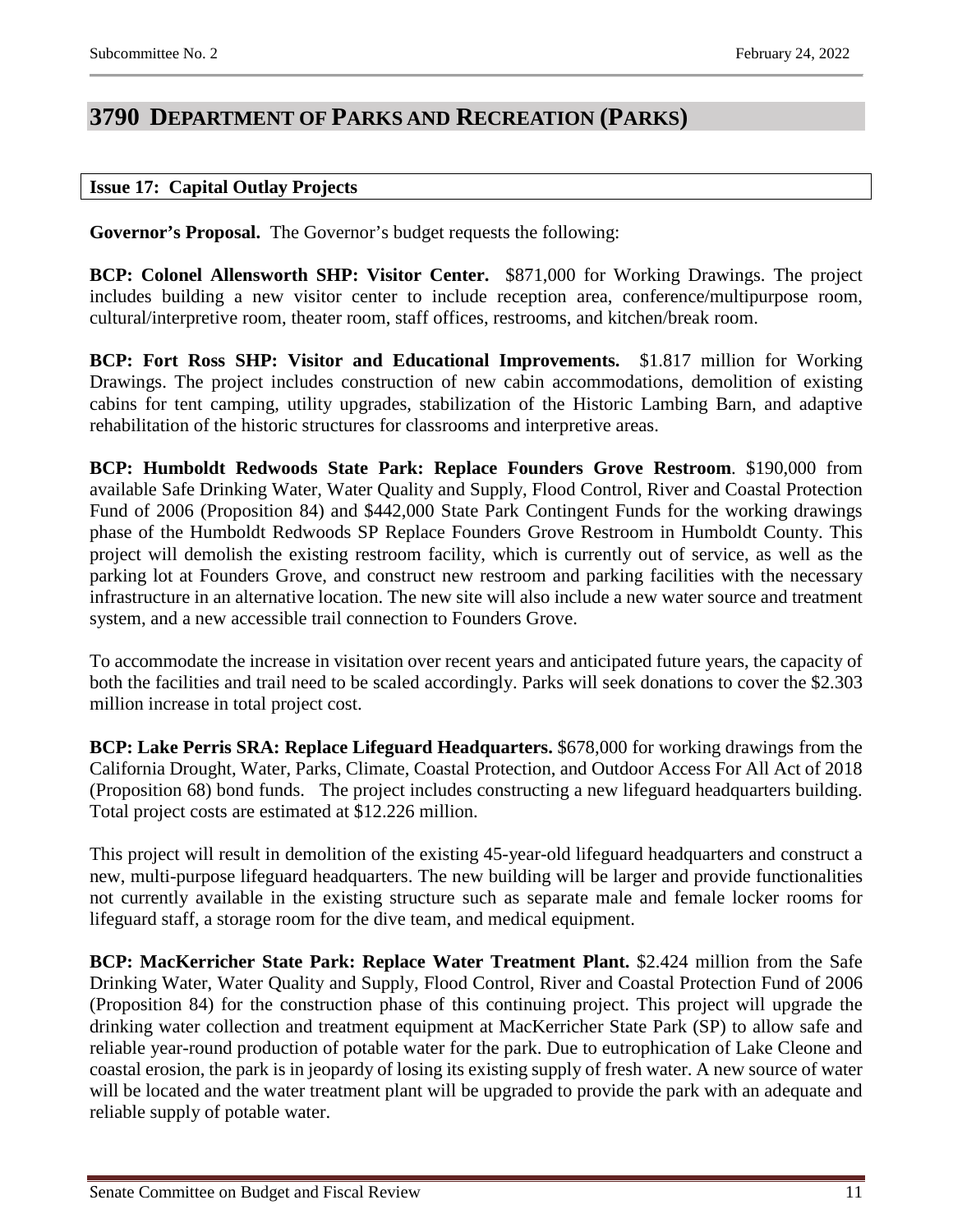# 3790 Department of Parks and Recreation (Parks)

## Issue 17: Capital Outlay Projects

**Governor's Proposal.** The Governor's budget requests the following:

**BCP: Colonel Allensworth SHP: Visitor Center.** $871,000 for Working Drawings. The project includes building a new visitor center to include reception area, conference/multipurpose room, cultural/interpretive room, theater room, staff offices, restrooms, and kitchen/break room.

**BCP: Fort Ross SHP: Visitor and Educational Improvements.** $1.817 million for Working Drawings. The project includes construction of new cabin accommodations, demolition of existing cabins for tent camping, utility upgrades, stabilization of the Historic Lambing Barn, and adaptive rehabilitation of the historic structures for classrooms and interpretive areas.

**BCP: Humboldt Redwoods State Park: Replace Founders Grove Restroom**. $190,000 from available Safe Drinking Water, Water Quality and Supply, Flood Control, River and Coastal Protection Fund of 2006 (Proposition 84) and $442,000 State Park Contingent Funds for the working drawings phase of the Humboldt Redwoods SP Replace Founders Grove Restroom in Humboldt County. This project will demolish the existing restroom facility, which is currently out of service, as well as the parking lot at Founders Grove, and construct new restroom and parking facilities with the necessary infrastructure in an alternative location. The new site will also include a new water source and treatment system, and a new accessible trail connection to Founders Grove.

To accommodate the increase in visitation over recent years and anticipated future years, the capacity of both the facilities and trail need to be scaled accordingly. Parks will seek donations to cover the $2.303 million increase in total project cost.

**BCP: Lake Perris SRA: Replace Lifeguard Headquarters.** $678,000 for working drawings from the California Drought, Water, Parks, Climate, Coastal Protection, and Outdoor Access For All Act of 2018 (Proposition 68) bond funds. The project includes constructing a new lifeguard headquarters building. Total project costs are estimated at $12.226 million.

This project will result in demolition of the existing 45-year-old lifeguard headquarters and construct a new, multi-purpose lifeguard headquarters. The new building will be larger and provide functionalities not currently available in the existing structure such as separate male and female locker rooms for lifeguard staff, a storage room for the dive team, and medical equipment.

**BCP: MacKerricher State Park: Replace Water Treatment Plant.** $2.424 million from the Safe Drinking Water, Water Quality and Supply, Flood Control, River and Coastal Protection Fund of 2006 (Proposition 84) for the construction phase of this continuing project. This project will upgrade the drinking water collection and treatment equipment at MacKerricher State Park (SP) to allow safe and reliable year-round production of potable water for the park. Due to eutrophication of Lake Cleone and coastal erosion, the park is in jeopardy of losing its existing supply of fresh water. A new source of water will be located and the water treatment plant will be upgraded to provide the park with an adequate and reliable supply of potable water.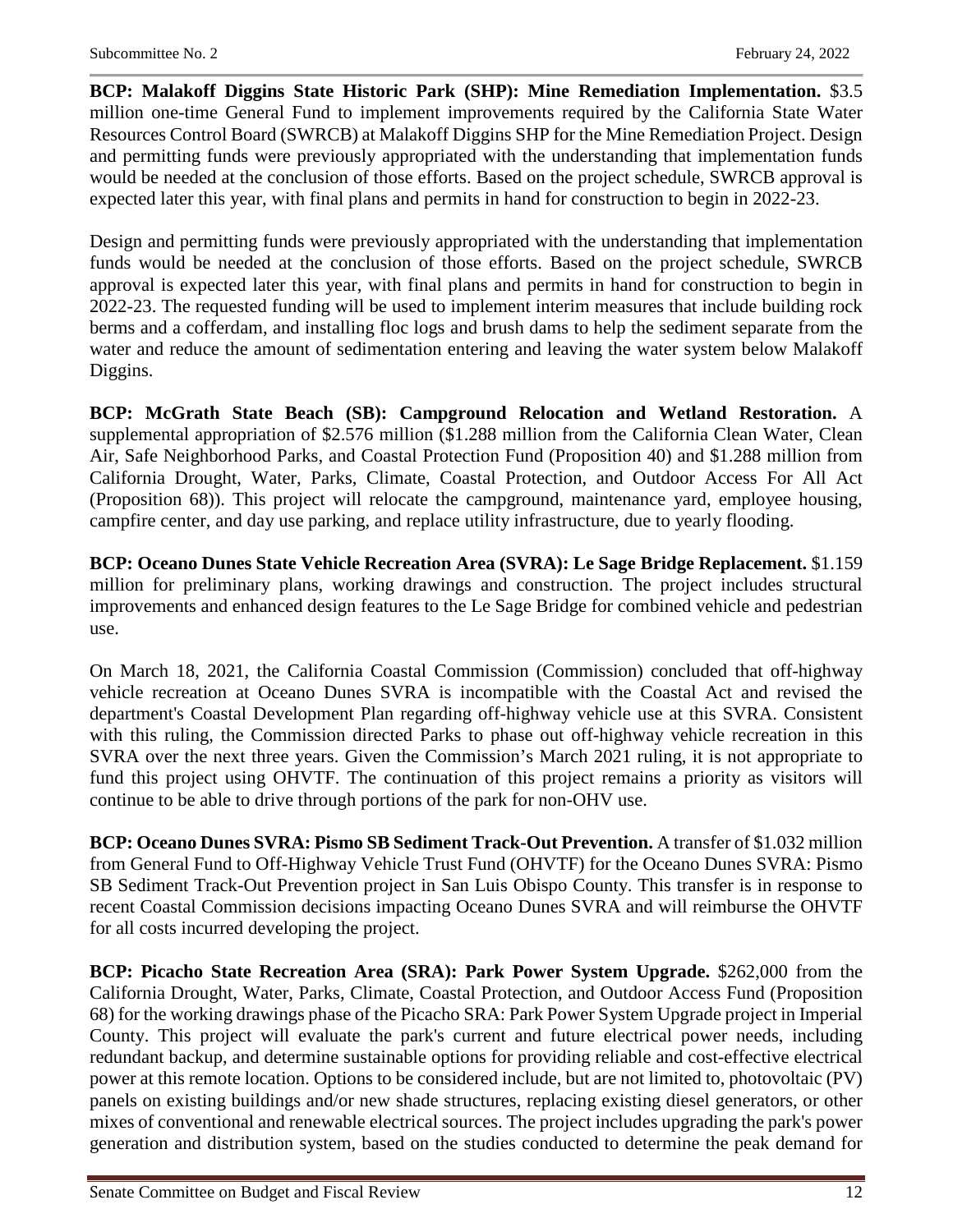**BCP: Malakoff Diggins State Historic Park (SHP): Mine Remediation Implementation.** $3.5 million one-time General Fund to implement improvements required by the California State Water Resources Control Board (SWRCB) at Malakoff Diggins SHP for the Mine Remediation Project. Design and permitting funds were previously appropriated with the understanding that implementation funds would be needed at the conclusion of those efforts. Based on the project schedule, SWRCB approval is expected later this year, with final plans and permits in hand for construction to begin in 2022-23.

Design and permitting funds were previously appropriated with the understanding that implementation funds would be needed at the conclusion of those efforts. Based on the project schedule, SWRCB approval is expected later this year, with final plans and permits in hand for construction to begin in 2022-23. The requested funding will be used to implement interim measures that include building rock berms and a cofferdam, and installing floc logs and brush dams to help the sediment separate from the water and reduce the amount of sedimentation entering and leaving the water system below Malakoff Diggins.

**BCP: McGrath State Beach (SB): Campground Relocation and Wetland Restoration.** A supplemental appropriation of $2.576 million ($1.288 million from the California Clean Water, Clean Air, Safe Neighborhood Parks, and Coastal Protection Fund (Proposition 40) and $1.288 million from California Drought, Water, Parks, Climate, Coastal Protection, and Outdoor Access For All Act (Proposition 68)). This project will relocate the campground, maintenance yard, employee housing, campfire center, and day use parking, and replace utility infrastructure, due to yearly flooding.

**BCP: Oceano Dunes State Vehicle Recreation Area (SVRA): Le Sage Bridge Replacement.** $1.159 million for preliminary plans, working drawings and construction. The project includes structural improvements and enhanced design features to the Le Sage Bridge for combined vehicle and pedestrian use.

On March 18, 2021, the California Coastal Commission (Commission) concluded that off-highway vehicle recreation at Oceano Dunes SVRA is incompatible with the Coastal Act and revised the department's Coastal Development Plan regarding off-highway vehicle use at this SVRA. Consistent with this ruling, the Commission directed Parks to phase out off-highway vehicle recreation in this SVRA over the next three years. Given the Commission's March 2021 ruling, it is not appropriate to fund this project using OHVTF. The continuation of this project remains a priority as visitors will continue to be able to drive through portions of the park for non-OHV use.

**BCP: Oceano Dunes SVRA: Pismo SB Sediment Track-Out Prevention.** A transfer of $1.032 million from General Fund to Off-Highway Vehicle Trust Fund (OHVTF) for the Oceano Dunes SVRA: Pismo SB Sediment Track-Out Prevention project in San Luis Obispo County. This transfer is in response to recent Coastal Commission decisions impacting Oceano Dunes SVRA and will reimburse the OHVTF for all costs incurred developing the project.

**BCP: Picacho State Recreation Area (SRA): Park Power System Upgrade.** $262,000 from the California Drought, Water, Parks, Climate, Coastal Protection, and Outdoor Access Fund (Proposition 68) for the working drawings phase of the Picacho SRA: Park Power System Upgrade project in Imperial County. This project will evaluate the park's current and future electrical power needs, including redundant backup, and determine sustainable options for providing reliable and cost-effective electrical power at this remote location. Options to be considered include, but are not limited to, photovoltaic (PV) panels on existing buildings and/or new shade structures, replacing existing diesel generators, or other mixes of conventional and renewable electrical sources. The project includes upgrading the park's power generation and distribution system, based on the studies conducted to determine the peak demand for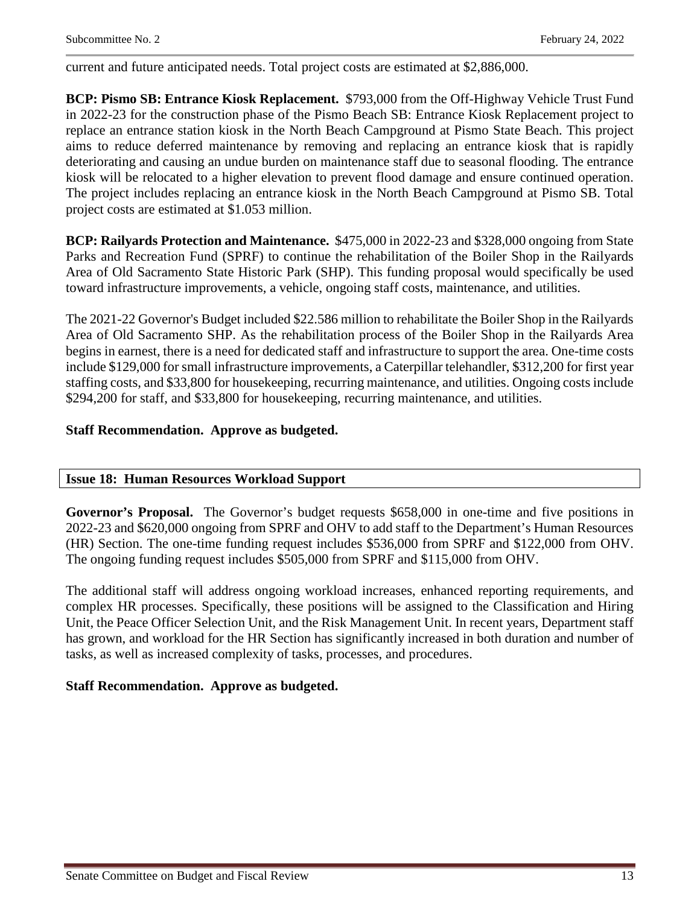current and future anticipated needs. Total project costs are estimated at $2,886,000.

**BCP: Pismo SB: Entrance Kiosk Replacement.** $793,000 from the Off-Highway Vehicle Trust Fund in 2022-23 for the construction phase of the Pismo Beach SB: Entrance Kiosk Replacement project to replace an entrance station kiosk in the North Beach Campground at Pismo State Beach. This project aims to reduce deferred maintenance by removing and replacing an entrance kiosk that is rapidly deteriorating and causing an undue burden on maintenance staff due to seasonal flooding. The entrance kiosk will be relocated to a higher elevation to prevent flood damage and ensure continued operation. The project includes replacing an entrance kiosk in the North Beach Campground at Pismo SB. Total project costs are estimated at $1.053 million.

**BCP: Railyards Protection and Maintenance.** $475,000 in 2022-23 and $328,000 ongoing from State Parks and Recreation Fund (SPRF) to continue the rehabilitation of the Boiler Shop in the Railyards Area of Old Sacramento State Historic Park (SHP). This funding proposal would specifically be used toward infrastructure improvements, a vehicle, ongoing staff costs, maintenance, and utilities.

The 2021-22 Governor's Budget included $22.586 million to rehabilitate the Boiler Shop in the Railyards Area of Old Sacramento SHP. As the rehabilitation process of the Boiler Shop in the Railyards Area begins in earnest, there is a need for dedicated staff and infrastructure to support the area. One-time costs include $129,000 for small infrastructure improvements, a Caterpillar telehandler, $312,200 for first year staffing costs, and $33,800 for housekeeping, recurring maintenance, and utilities. Ongoing costs include $294,200 for staff, and $33,800 for housekeeping, recurring maintenance, and utilities.

**Staff Recommendation. Approve as budgeted.**

## Issue 18: Human Resources Workload Support

**Governor's Proposal.** The Governor's budget requests $658,000 in one-time and five positions in 2022-23 and $620,000 ongoing from SPRF and OHV to add staff to the Department's Human Resources (HR) Section. The one-time funding request includes $536,000 from SPRF and $122,000 from OHV. The ongoing funding request includes $505,000 from SPRF and $115,000 from OHV.

The additional staff will address ongoing workload increases, enhanced reporting requirements, and complex HR processes. Specifically, these positions will be assigned to the Classification and Hiring Unit, the Peace Officer Selection Unit, and the Risk Management Unit. In recent years, Department staff has grown, and workload for the HR Section has significantly increased in both duration and number of tasks, as well as increased complexity of tasks, processes, and procedures.

**Staff Recommendation. Approve as budgeted.**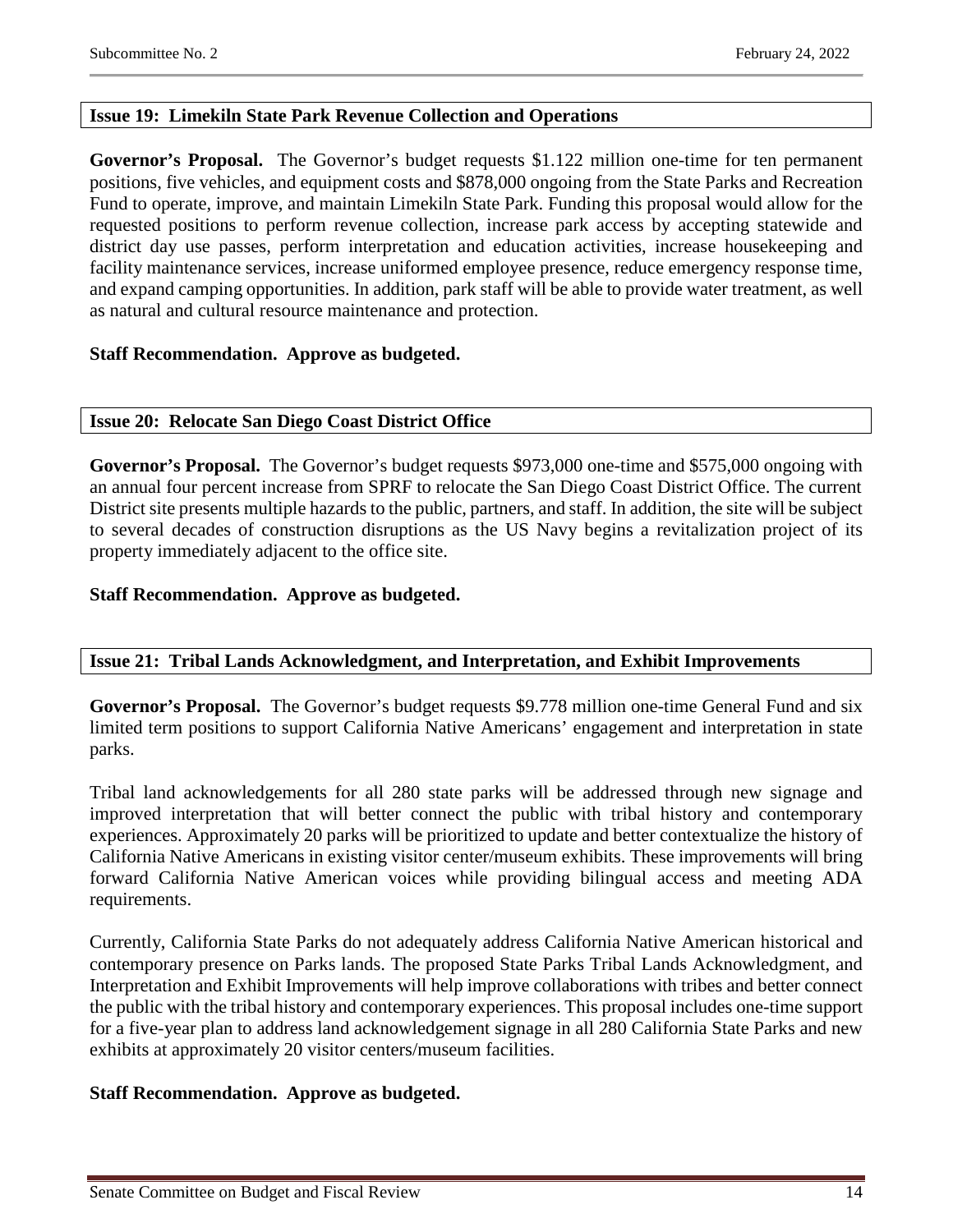## Issue 19: Limekiln State Park Revenue Collection and Operations

**Governor's Proposal.** The Governor's budget requests $1.122 million one-time for ten permanent positions, five vehicles, and equipment costs and $878,000 ongoing from the State Parks and Recreation Fund to operate, improve, and maintain Limekiln State Park. Funding this proposal would allow for the requested positions to perform revenue collection, increase park access by accepting statewide and district day use passes, perform interpretation and education activities, increase housekeeping and facility maintenance services, increase uniformed employee presence, reduce emergency response time, and expand camping opportunities. In addition, park staff will be able to provide water treatment, as well as natural and cultural resource maintenance and protection.

**Staff Recommendation. Approve as budgeted.**

## Issue 20: Relocate San Diego Coast District Office

**Governor's Proposal.** The Governor's budget requests $973,000 one-time and $575,000 ongoing with an annual four percent increase from SPRF to relocate the San Diego Coast District Office. The current District site presents multiple hazards to the public, partners, and staff. In addition, the site will be subject to several decades of construction disruptions as the US Navy begins a revitalization project of its property immediately adjacent to the office site.

**Staff Recommendation. Approve as budgeted.**

## Issue 21: Tribal Lands Acknowledgment, and Interpretation, and Exhibit Improvements

**Governor's Proposal.** The Governor's budget requests $9.778 million one-time General Fund and six limited term positions to support California Native Americans' engagement and interpretation in state parks.

Tribal land acknowledgements for all 280 state parks will be addressed through new signage and improved interpretation that will better connect the public with tribal history and contemporary experiences. Approximately 20 parks will be prioritized to update and better contextualize the history of California Native Americans in existing visitor center/museum exhibits. These improvements will bring forward California Native American voices while providing bilingual access and meeting ADA requirements.

Currently, California State Parks do not adequately address California Native American historical and contemporary presence on Parks lands. The proposed State Parks Tribal Lands Acknowledgment, and Interpretation and Exhibit Improvements will help improve collaborations with tribes and better connect the public with the tribal history and contemporary experiences. This proposal includes one-time support for a five-year plan to address land acknowledgement signage in all 280 California State Parks and new exhibits at approximately 20 visitor centers/museum facilities.

**Staff Recommendation. Approve as budgeted.**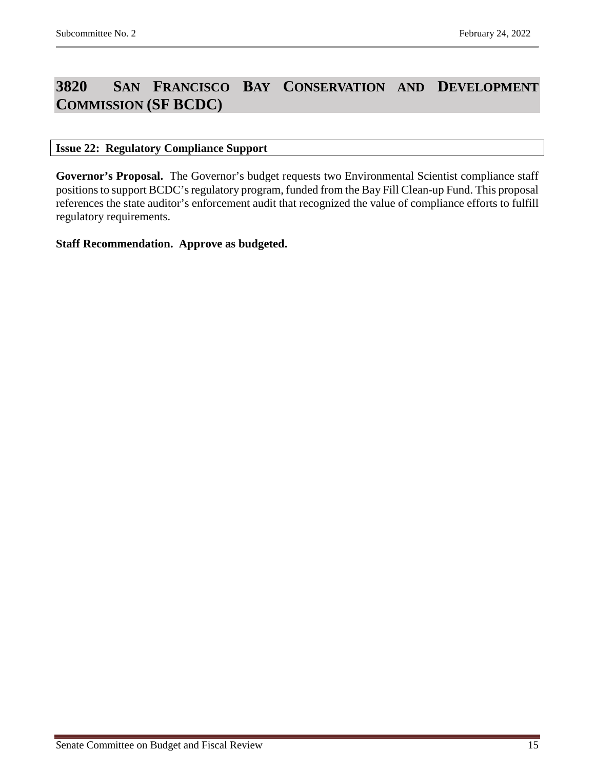# 3820 San Francisco Bay Conservation and Development Commission (SF BCDC)

## Issue 22: Regulatory Compliance Support

**Governor's Proposal.** The Governor's budget requests two Environmental Scientist compliance staff positions to support BCDC's regulatory program, funded from the Bay Fill Clean-up Fund. This proposal references the state auditor's enforcement audit that recognized the value of compliance efforts to fulfill regulatory requirements.

**Staff Recommendation. Approve as budgeted.**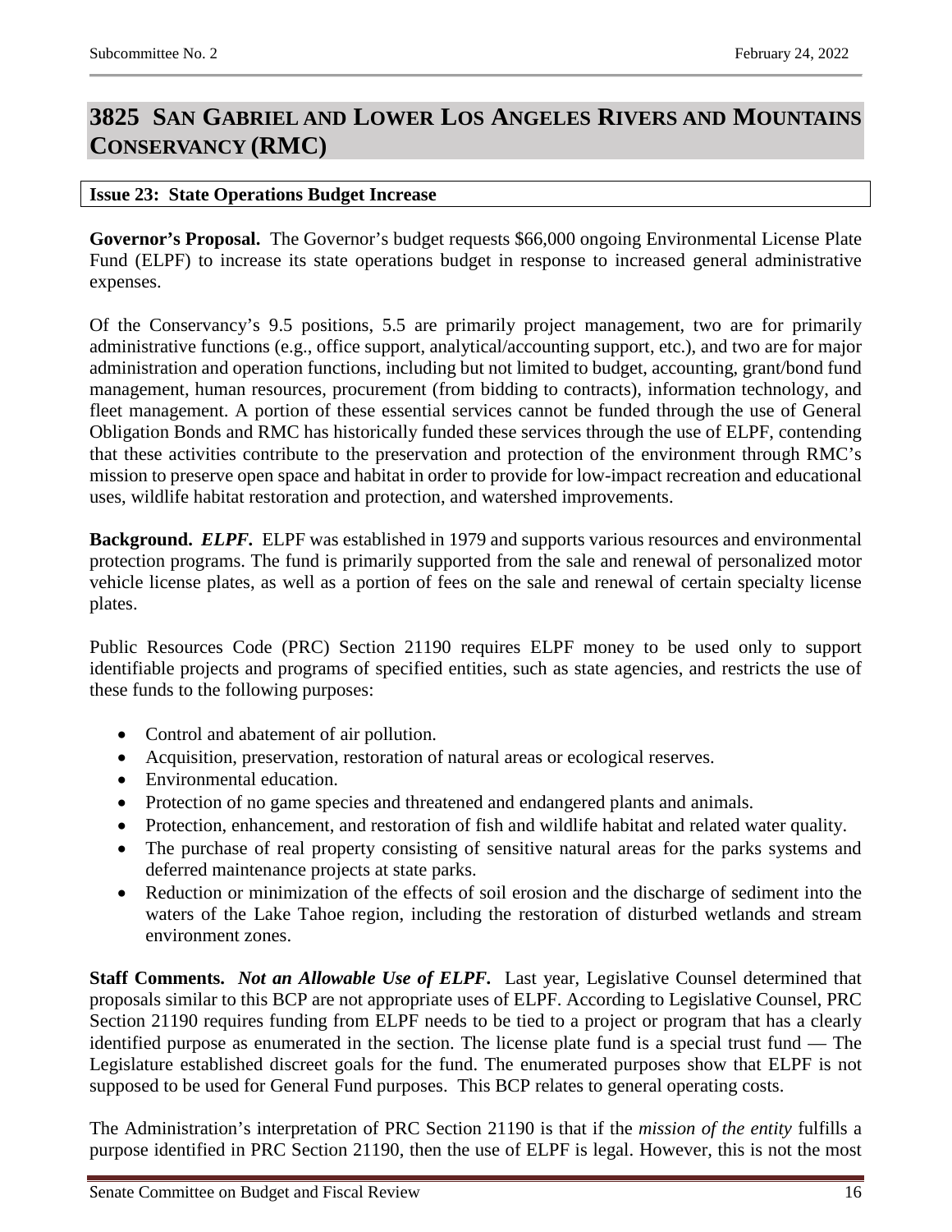# 3825 San Gabriel and Lower Los Angeles Rivers and Mountains Conservancy (RMC)

**Issue 23: State Operations Budget Increase**

**Governor's Proposal.** The Governor's budget requests $66,000 ongoing Environmental License Plate Fund (ELPF) to increase its state operations budget in response to increased general administrative expenses.

Of the Conservancy's 9.5 positions, 5.5 are primarily project management, two are for primarily administrative functions (e.g., office support, analytical/accounting support, etc.), and two are for major administration and operation functions, including but not limited to budget, accounting, grant/bond fund management, human resources, procurement (from bidding to contracts), information technology, and fleet management. A portion of these essential services cannot be funded through the use of General Obligation Bonds and RMC has historically funded these services through the use of ELPF, contending that these activities contribute to the preservation and protection of the environment through RMC's mission to preserve open space and habitat in order to provide for low-impact recreation and educational uses, wildlife habitat restoration and protection, and watershed improvements.

**Background.** ***ELPF.*** ELPF was established in 1979 and supports various resources and environmental protection programs. The fund is primarily supported from the sale and renewal of personalized motor vehicle license plates, as well as a portion of fees on the sale and renewal of certain specialty license plates.

Public Resources Code (PRC) Section 21190 requires ELPF money to be used only to support identifiable projects and programs of specified entities, such as state agencies, and restricts the use of these funds to the following purposes:

- Control and abatement of air pollution.
- Acquisition, preservation, restoration of natural areas or ecological reserves.
- Environmental education.
- Protection of no game species and threatened and endangered plants and animals.
- Protection, enhancement, and restoration of fish and wildlife habitat and related water quality.
- The purchase of real property consisting of sensitive natural areas for the parks systems and deferred maintenance projects at state parks.
- Reduction or minimization of the effects of soil erosion and the discharge of sediment into the waters of the Lake Tahoe region, including the restoration of disturbed wetlands and stream environment zones.

**Staff Comments.** ***Not an Allowable Use of ELPF.*** Last year, Legislative Counsel determined that proposals similar to this BCP are not appropriate uses of ELPF. According to Legislative Counsel, PRC Section 21190 requires funding from ELPF needs to be tied to a project or program that has a clearly identified purpose as enumerated in the section. The license plate fund is a special trust fund — The Legislature established discreet goals for the fund. The enumerated purposes show that ELPF is not supposed to be used for General Fund purposes. This BCP relates to general operating costs.

The Administration's interpretation of PRC Section 21190 is that if the *mission of the entity* fulfills a purpose identified in PRC Section 21190, then the use of ELPF is legal. However, this is not the most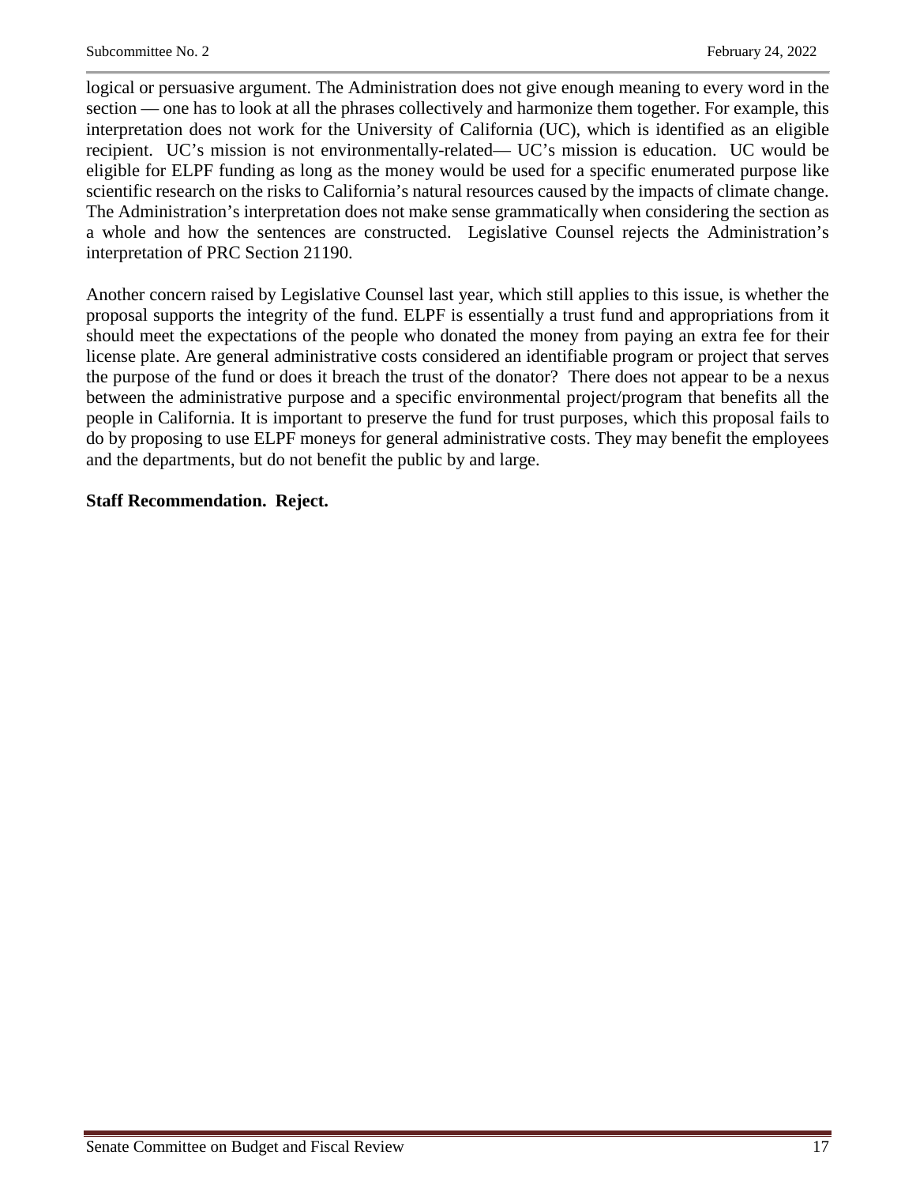logical or persuasive argument. The Administration does not give enough meaning to every word in the section — one has to look at all the phrases collectively and harmonize them together. For example, this interpretation does not work for the University of California (UC), which is identified as an eligible recipient. UC's mission is not environmentally-related— UC's mission is education. UC would be eligible for ELPF funding as long as the money would be used for a specific enumerated purpose like scientific research on the risks to California's natural resources caused by the impacts of climate change. The Administration's interpretation does not make sense grammatically when considering the section as a whole and how the sentences are constructed. Legislative Counsel rejects the Administration's interpretation of PRC Section 21190.

Another concern raised by Legislative Counsel last year, which still applies to this issue, is whether the proposal supports the integrity of the fund. ELPF is essentially a trust fund and appropriations from it should meet the expectations of the people who donated the money from paying an extra fee for their license plate. Are general administrative costs considered an identifiable program or project that serves the purpose of the fund or does it breach the trust of the donator? There does not appear to be a nexus between the administrative purpose and a specific environmental project/program that benefits all the people in California. It is important to preserve the fund for trust purposes, which this proposal fails to do by proposing to use ELPF moneys for general administrative costs. They may benefit the employees and the departments, but do not benefit the public by and large.

**Staff Recommendation. Reject.**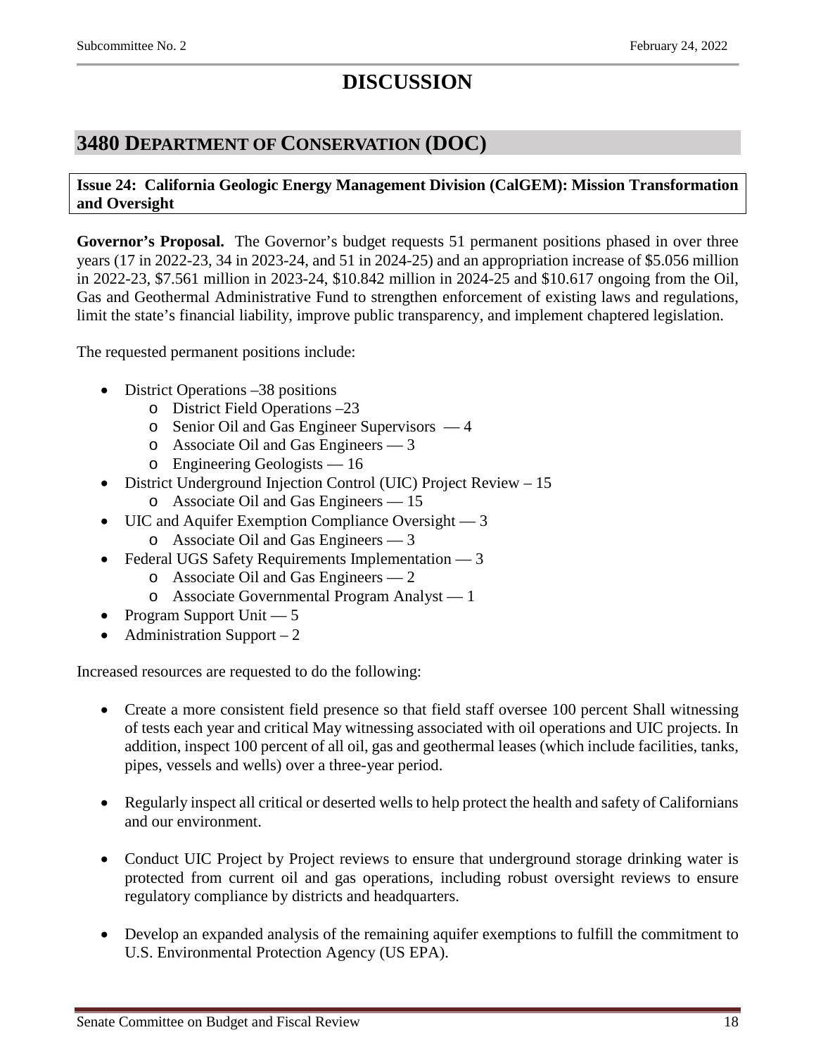# DISCUSSION

## 3480 Department of Conservation (DOC)

**Issue 24: California Geologic Energy Management Division (CalGEM): Mission Transformation and Oversight**

**Governor's Proposal.** The Governor's budget requests 51 permanent positions phased in over three years (17 in 2022-23, 34 in 2023-24, and 51 in 2024-25) and an appropriation increase of $5.056 million in 2022-23, $7.561 million in 2023-24, $10.842 million in 2024-25 and $10.617 ongoing from the Oil, Gas and Geothermal Administrative Fund to strengthen enforcement of existing laws and regulations, limit the state's financial liability, improve public transparency, and implement chaptered legislation.

The requested permanent positions include:

- District Operations –38 positions
  - District Field Operations –23
  - Senior Oil and Gas Engineer Supervisors — 4
  - Associate Oil and Gas Engineers — 3
  - Engineering Geologists — 16
- District Underground Injection Control (UIC) Project Review – 15
  - Associate Oil and Gas Engineers — 15
- UIC and Aquifer Exemption Compliance Oversight — 3
  - Associate Oil and Gas Engineers — 3
- Federal UGS Safety Requirements Implementation — 3
  - Associate Oil and Gas Engineers — 2
  - Associate Governmental Program Analyst — 1
- Program Support Unit — 5
- Administration Support – 2

Increased resources are requested to do the following:

- Create a more consistent field presence so that field staff oversee 100 percent Shall witnessing of tests each year and critical May witnessing associated with oil operations and UIC projects. In addition, inspect 100 percent of all oil, gas and geothermal leases (which include facilities, tanks, pipes, vessels and wells) over a three-year period.
- Regularly inspect all critical or deserted wells to help protect the health and safety of Californians and our environment.
- Conduct UIC Project by Project reviews to ensure that underground storage drinking water is protected from current oil and gas operations, including robust oversight reviews to ensure regulatory compliance by districts and headquarters.
- Develop an expanded analysis of the remaining aquifer exemptions to fulfill the commitment to U.S. Environmental Protection Agency (US EPA).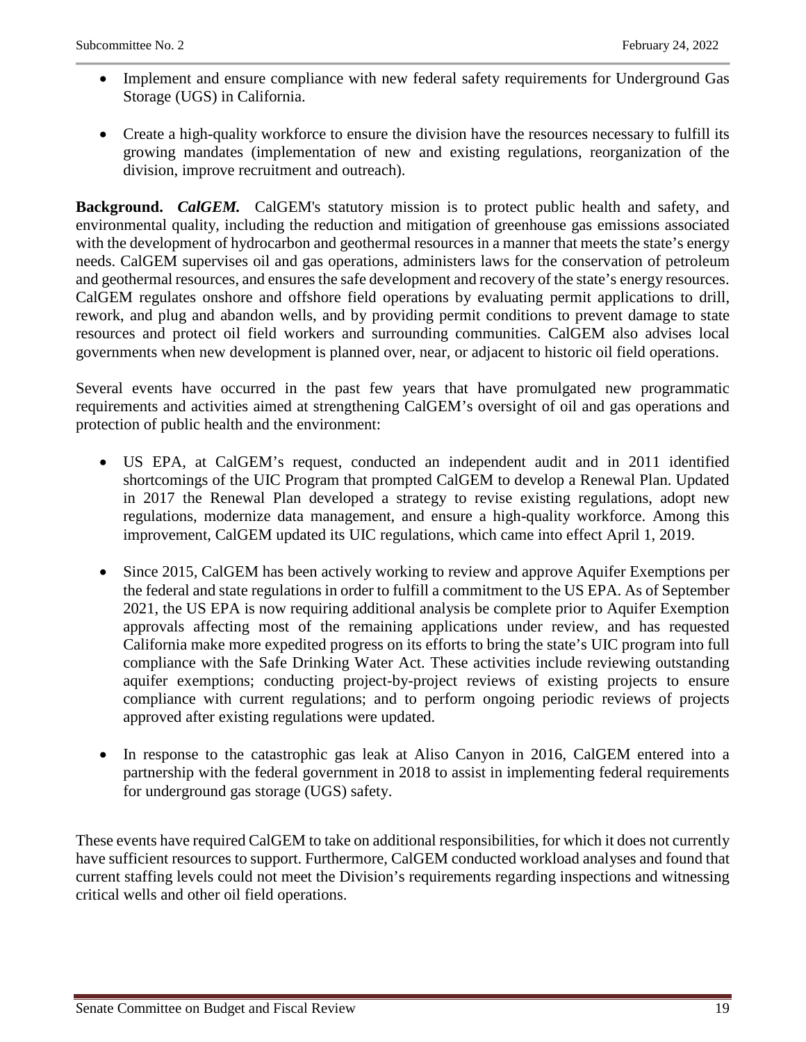- Implement and ensure compliance with new federal safety requirements for Underground Gas Storage (UGS) in California.

- Create a high-quality workforce to ensure the division have the resources necessary to fulfill its growing mandates (implementation of new and existing regulations, reorganization of the division, improve recruitment and outreach).

**Background.** ***CalGEM.*** CalGEM's statutory mission is to protect public health and safety, and environmental quality, including the reduction and mitigation of greenhouse gas emissions associated with the development of hydrocarbon and geothermal resources in a manner that meets the state's energy needs. CalGEM supervises oil and gas operations, administers laws for the conservation of petroleum and geothermal resources, and ensures the safe development and recovery of the state's energy resources. CalGEM regulates onshore and offshore field operations by evaluating permit applications to drill, rework, and plug and abandon wells, and by providing permit conditions to prevent damage to state resources and protect oil field workers and surrounding communities. CalGEM also advises local governments when new development is planned over, near, or adjacent to historic oil field operations.

Several events have occurred in the past few years that have promulgated new programmatic requirements and activities aimed at strengthening CalGEM's oversight of oil and gas operations and protection of public health and the environment:

- US EPA, at CalGEM's request, conducted an independent audit and in 2011 identified shortcomings of the UIC Program that prompted CalGEM to develop a Renewal Plan. Updated in 2017 the Renewal Plan developed a strategy to revise existing regulations, adopt new regulations, modernize data management, and ensure a high-quality workforce. Among this improvement, CalGEM updated its UIC regulations, which came into effect April 1, 2019.

- Since 2015, CalGEM has been actively working to review and approve Aquifer Exemptions per the federal and state regulations in order to fulfill a commitment to the US EPA. As of September 2021, the US EPA is now requiring additional analysis be complete prior to Aquifer Exemption approvals affecting most of the remaining applications under review, and has requested California make more expedited progress on its efforts to bring the state's UIC program into full compliance with the Safe Drinking Water Act. These activities include reviewing outstanding aquifer exemptions; conducting project-by-project reviews of existing projects to ensure compliance with current regulations; and to perform ongoing periodic reviews of projects approved after existing regulations were updated.

- In response to the catastrophic gas leak at Aliso Canyon in 2016, CalGEM entered into a partnership with the federal government in 2018 to assist in implementing federal requirements for underground gas storage (UGS) safety.

These events have required CalGEM to take on additional responsibilities, for which it does not currently have sufficient resources to support. Furthermore, CalGEM conducted workload analyses and found that current staffing levels could not meet the Division's requirements regarding inspections and witnessing critical wells and other oil field operations.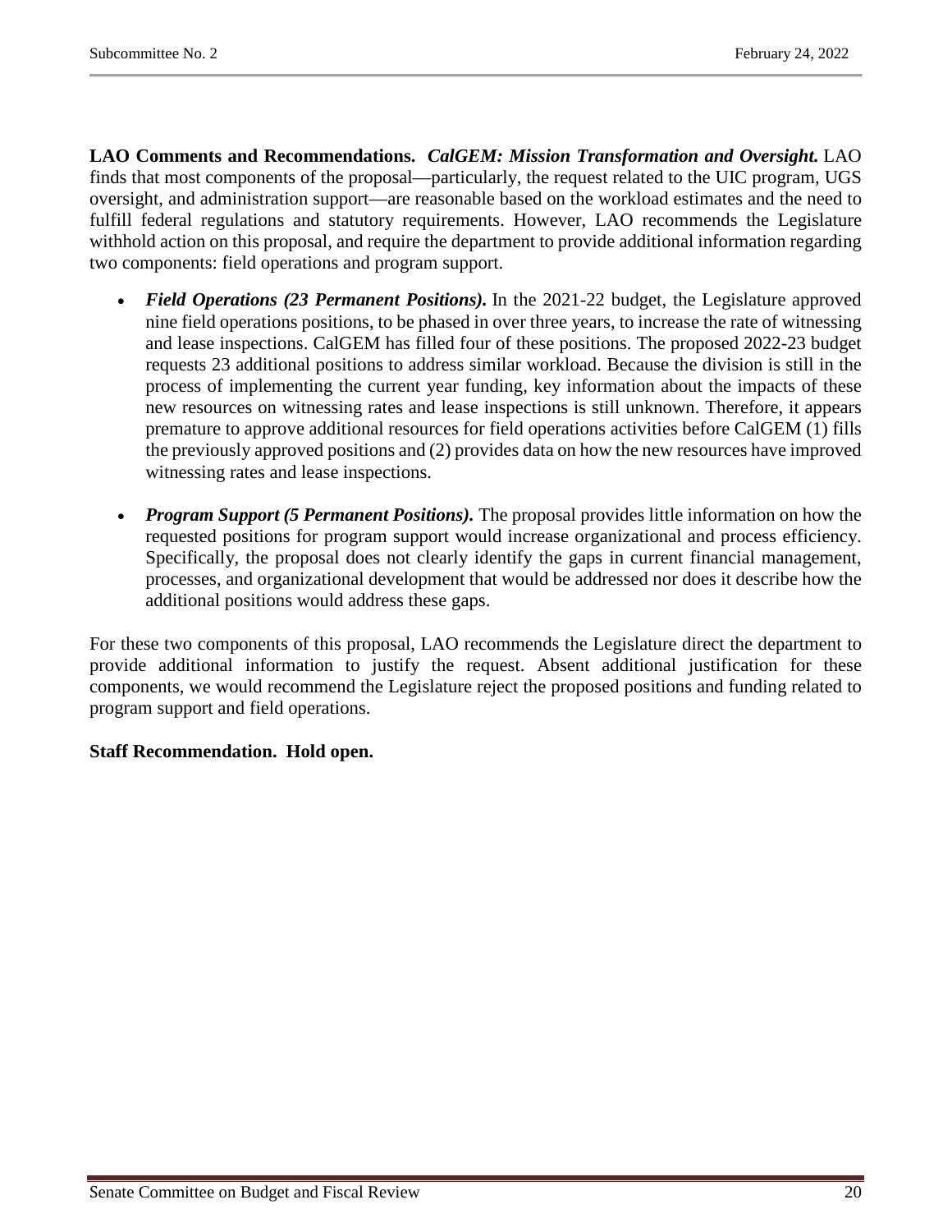**LAO Comments and Recommendations.** ***CalGEM: Mission Transformation and Oversight.*** LAO finds that most components of the proposal—particularly, the request related to the UIC program, UGS oversight, and administration support—are reasonable based on the workload estimates and the need to fulfill federal regulations and statutory requirements. However, LAO recommends the Legislature withhold action on this proposal, and require the department to provide additional information regarding two components: field operations and program support.

- ***Field Operations (23 Permanent Positions).*** In the 2021-22 budget, the Legislature approved nine field operations positions, to be phased in over three years, to increase the rate of witnessing and lease inspections. CalGEM has filled four of these positions. The proposed 2022-23 budget requests 23 additional positions to address similar workload. Because the division is still in the process of implementing the current year funding, key information about the impacts of these new resources on witnessing rates and lease inspections is still unknown. Therefore, it appears premature to approve additional resources for field operations activities before CalGEM (1) fills the previously approved positions and (2) provides data on how the new resources have improved witnessing rates and lease inspections.

- ***Program Support (5 Permanent Positions).*** The proposal provides little information on how the requested positions for program support would increase organizational and process efficiency. Specifically, the proposal does not clearly identify the gaps in current financial management, processes, and organizational development that would be addressed nor does it describe how the additional positions would address these gaps.

For these two components of this proposal, LAO recommends the Legislature direct the department to provide additional information to justify the request. Absent additional justification for these components, we would recommend the Legislature reject the proposed positions and funding related to program support and field operations.

**Staff Recommendation. Hold open.**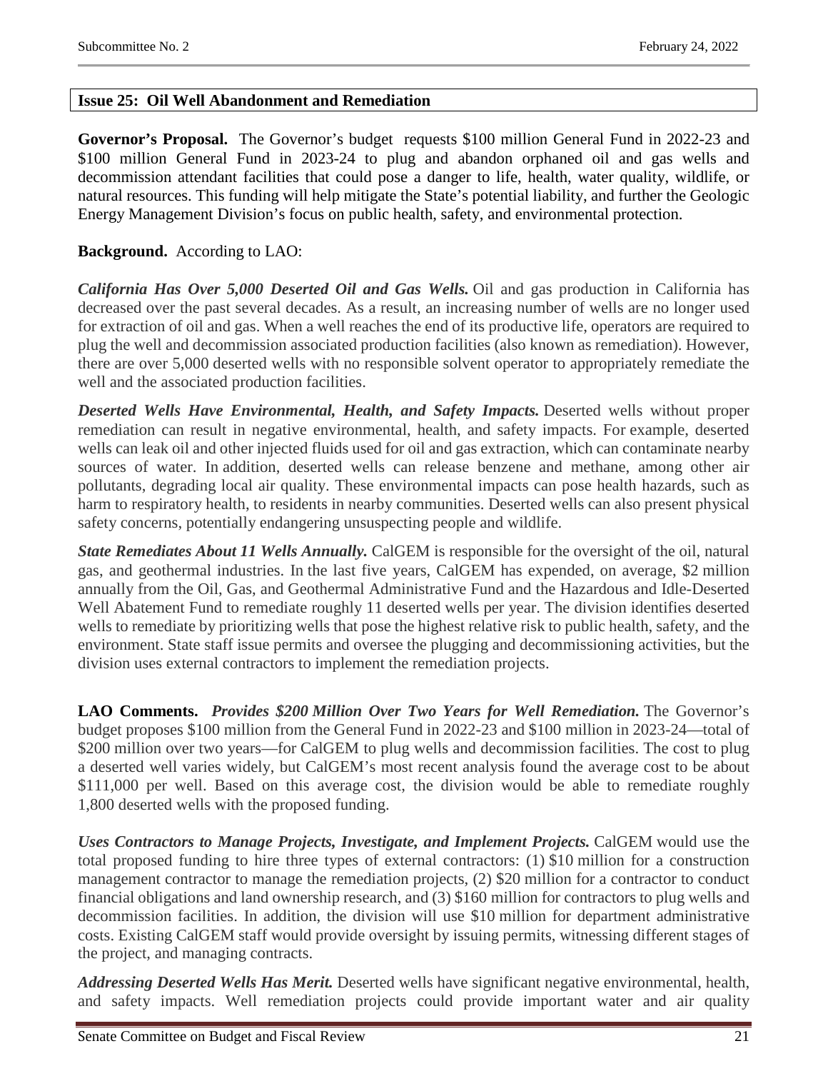## Issue 25: Oil Well Abandonment and Remediation

**Governor's Proposal.** The Governor's budget requests $100 million General Fund in 2022-23 and $100 million General Fund in 2023-24 to plug and abandon orphaned oil and gas wells and decommission attendant facilities that could pose a danger to life, health, water quality, wildlife, or natural resources. This funding will help mitigate the State's potential liability, and further the Geologic Energy Management Division's focus on public health, safety, and environmental protection.

**Background.** According to LAO:

***California Has Over 5,000 Deserted Oil and Gas Wells.*** Oil and gas production in California has decreased over the past several decades. As a result, an increasing number of wells are no longer used for extraction of oil and gas. When a well reaches the end of its productive life, operators are required to plug the well and decommission associated production facilities (also known as remediation). However, there are over 5,000 deserted wells with no responsible solvent operator to appropriately remediate the well and the associated production facilities.

***Deserted Wells Have Environmental, Health, and Safety Impacts.*** Deserted wells without proper remediation can result in negative environmental, health, and safety impacts. For example, deserted wells can leak oil and other injected fluids used for oil and gas extraction, which can contaminate nearby sources of water. In addition, deserted wells can release benzene and methane, among other air pollutants, degrading local air quality. These environmental impacts can pose health hazards, such as harm to respiratory health, to residents in nearby communities. Deserted wells can also present physical safety concerns, potentially endangering unsuspecting people and wildlife.

***State Remediates About 11 Wells Annually.*** CalGEM is responsible for the oversight of the oil, natural gas, and geothermal industries. In the last five years, CalGEM has expended, on average, $2 million annually from the Oil, Gas, and Geothermal Administrative Fund and the Hazardous and Idle-Deserted Well Abatement Fund to remediate roughly 11 deserted wells per year. The division identifies deserted wells to remediate by prioritizing wells that pose the highest relative risk to public health, safety, and the environment. State staff issue permits and oversee the plugging and decommissioning activities, but the division uses external contractors to implement the remediation projects.

**LAO Comments.** ***Provides $200 Million Over Two Years for Well Remediation.*** The Governor's budget proposes $100 million from the General Fund in 2022-23 and $100 million in 2023-24—total of $200 million over two years—for CalGEM to plug wells and decommission facilities. The cost to plug a deserted well varies widely, but CalGEM's most recent analysis found the average cost to be about $111,000 per well. Based on this average cost, the division would be able to remediate roughly 1,800 deserted wells with the proposed funding.

***Uses Contractors to Manage Projects, Investigate, and Implement Projects.*** CalGEM would use the total proposed funding to hire three types of external contractors: (1) $10 million for a construction management contractor to manage the remediation projects, (2) $20 million for a contractor to conduct financial obligations and land ownership research, and (3) $160 million for contractors to plug wells and decommission facilities. In addition, the division will use $10 million for department administrative costs. Existing CalGEM staff would provide oversight by issuing permits, witnessing different stages of the project, and managing contracts.

***Addressing Deserted Wells Has Merit.*** Deserted wells have significant negative environmental, health, and safety impacts. Well remediation projects could provide important water and air quality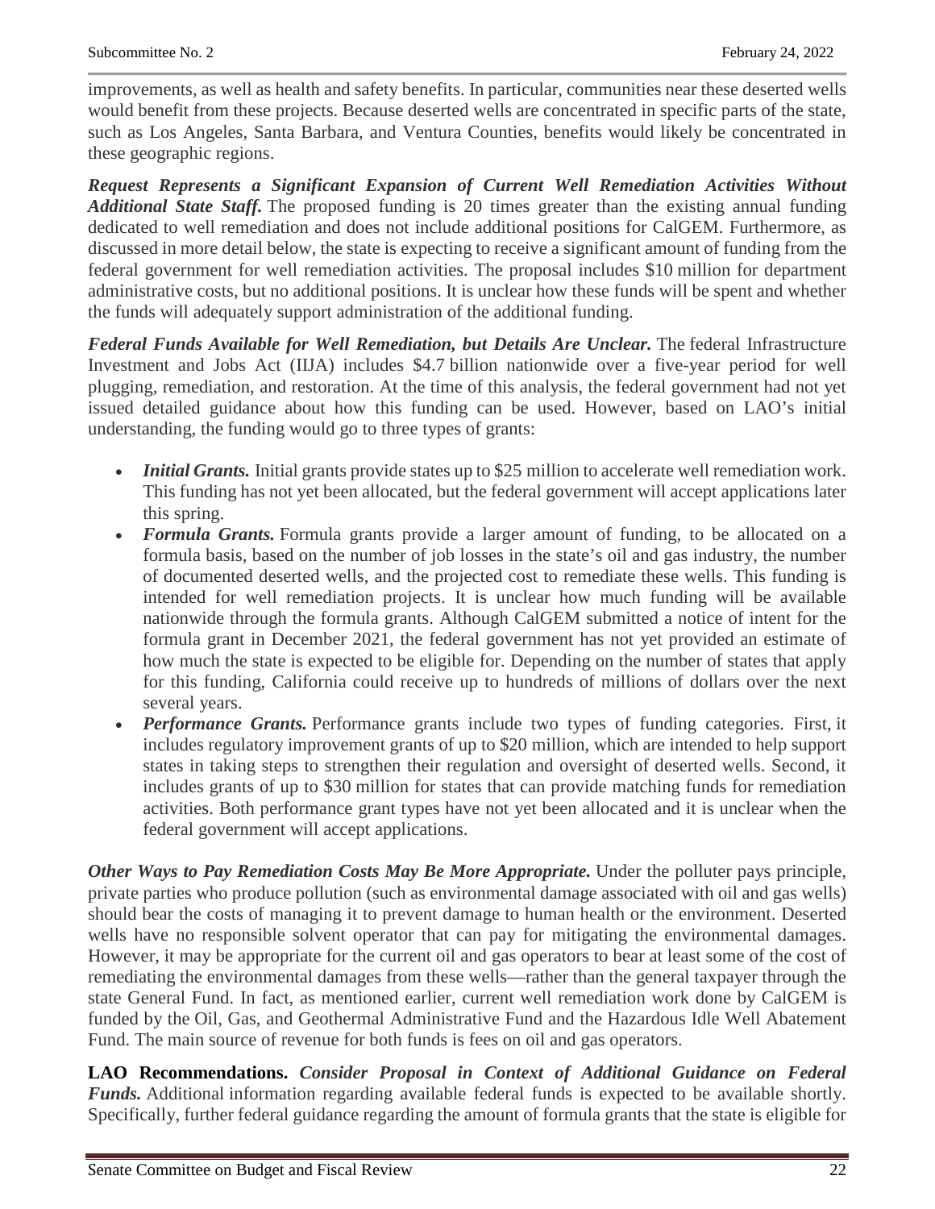improvements, as well as health and safety benefits. In particular, communities near these deserted wells would benefit from these projects. Because deserted wells are concentrated in specific parts of the state, such as Los Angeles, Santa Barbara, and Ventura Counties, benefits would likely be concentrated in these geographic regions.

***Request Represents a Significant Expansion of Current Well Remediation Activities Without Additional State Staff.*** The proposed funding is 20 times greater than the existing annual funding dedicated to well remediation and does not include additional positions for CalGEM. Furthermore, as discussed in more detail below, the state is expecting to receive a significant amount of funding from the federal government for well remediation activities. The proposal includes $10 million for department administrative costs, but no additional positions. It is unclear how these funds will be spent and whether the funds will adequately support administration of the additional funding.

***Federal Funds Available for Well Remediation, but Details Are Unclear.*** The federal Infrastructure Investment and Jobs Act (IIJA) includes $4.7 billion nationwide over a five-year period for well plugging, remediation, and restoration. At the time of this analysis, the federal government had not yet issued detailed guidance about how this funding can be used. However, based on LAO's initial understanding, the funding would go to three types of grants:

- ***Initial Grants.*** Initial grants provide states up to $25 million to accelerate well remediation work. This funding has not yet been allocated, but the federal government will accept applications later this spring.
- ***Formula Grants.*** Formula grants provide a larger amount of funding, to be allocated on a formula basis, based on the number of job losses in the state's oil and gas industry, the number of documented deserted wells, and the projected cost to remediate these wells. This funding is intended for well remediation projects. It is unclear how much funding will be available nationwide through the formula grants. Although CalGEM submitted a notice of intent for the formula grant in December 2021, the federal government has not yet provided an estimate of how much the state is expected to be eligible for. Depending on the number of states that apply for this funding, California could receive up to hundreds of millions of dollars over the next several years.
- ***Performance Grants.*** Performance grants include two types of funding categories. First, it includes regulatory improvement grants of up to $20 million, which are intended to help support states in taking steps to strengthen their regulation and oversight of deserted wells. Second, it includes grants of up to $30 million for states that can provide matching funds for remediation activities. Both performance grant types have not yet been allocated and it is unclear when the federal government will accept applications.

***Other Ways to Pay Remediation Costs May Be More Appropriate.*** Under the polluter pays principle, private parties who produce pollution (such as environmental damage associated with oil and gas wells) should bear the costs of managing it to prevent damage to human health or the environment. Deserted wells have no responsible solvent operator that can pay for mitigating the environmental damages. However, it may be appropriate for the current oil and gas operators to bear at least some of the cost of remediating the environmental damages from these wells—rather than the general taxpayer through the state General Fund. In fact, as mentioned earlier, current well remediation work done by CalGEM is funded by the Oil, Gas, and Geothermal Administrative Fund and the Hazardous Idle Well Abatement Fund. The main source of revenue for both funds is fees on oil and gas operators.

**LAO Recommendations.** ***Consider Proposal in Context of Additional Guidance on Federal Funds.*** Additional information regarding available federal funds is expected to be available shortly. Specifically, further federal guidance regarding the amount of formula grants that the state is eligible for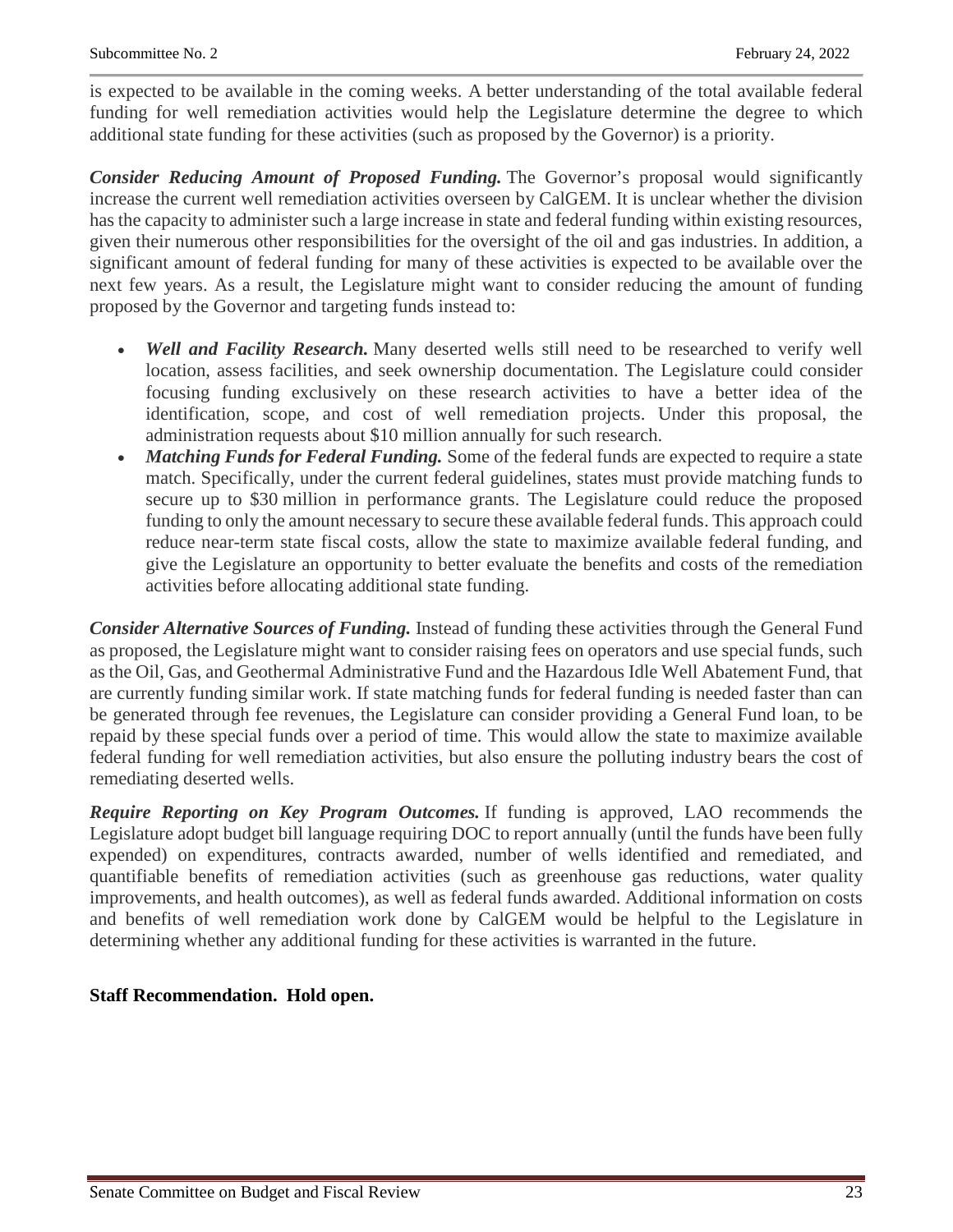is expected to be available in the coming weeks. A better understanding of the total available federal funding for well remediation activities would help the Legislature determine the degree to which additional state funding for these activities (such as proposed by the Governor) is a priority.

***Consider Reducing Amount of Proposed Funding.*** The Governor's proposal would significantly increase the current well remediation activities overseen by CalGEM. It is unclear whether the division has the capacity to administer such a large increase in state and federal funding within existing resources, given their numerous other responsibilities for the oversight of the oil and gas industries. In addition, a significant amount of federal funding for many of these activities is expected to be available over the next few years. As a result, the Legislature might want to consider reducing the amount of funding proposed by the Governor and targeting funds instead to:

- ***Well and Facility Research.*** Many deserted wells still need to be researched to verify well location, assess facilities, and seek ownership documentation. The Legislature could consider focusing funding exclusively on these research activities to have a better idea of the identification, scope, and cost of well remediation projects. Under this proposal, the administration requests about $10 million annually for such research.
- ***Matching Funds for Federal Funding.*** Some of the federal funds are expected to require a state match. Specifically, under the current federal guidelines, states must provide matching funds to secure up to $30 million in performance grants. The Legislature could reduce the proposed funding to only the amount necessary to secure these available federal funds. This approach could reduce near-term state fiscal costs, allow the state to maximize available federal funding, and give the Legislature an opportunity to better evaluate the benefits and costs of the remediation activities before allocating additional state funding.

***Consider Alternative Sources of Funding.*** Instead of funding these activities through the General Fund as proposed, the Legislature might want to consider raising fees on operators and use special funds, such as the Oil, Gas, and Geothermal Administrative Fund and the Hazardous Idle Well Abatement Fund, that are currently funding similar work. If state matching funds for federal funding is needed faster than can be generated through fee revenues, the Legislature can consider providing a General Fund loan, to be repaid by these special funds over a period of time. This would allow the state to maximize available federal funding for well remediation activities, but also ensure the polluting industry bears the cost of remediating deserted wells.

***Require Reporting on Key Program Outcomes.*** If funding is approved, LAO recommends the Legislature adopt budget bill language requiring DOC to report annually (until the funds have been fully expended) on expenditures, contracts awarded, number of wells identified and remediated, and quantifiable benefits of remediation activities (such as greenhouse gas reductions, water quality improvements, and health outcomes), as well as federal funds awarded. Additional information on costs and benefits of well remediation work done by CalGEM would be helpful to the Legislature in determining whether any additional funding for these activities is warranted in the future.

**Staff Recommendation. Hold open.**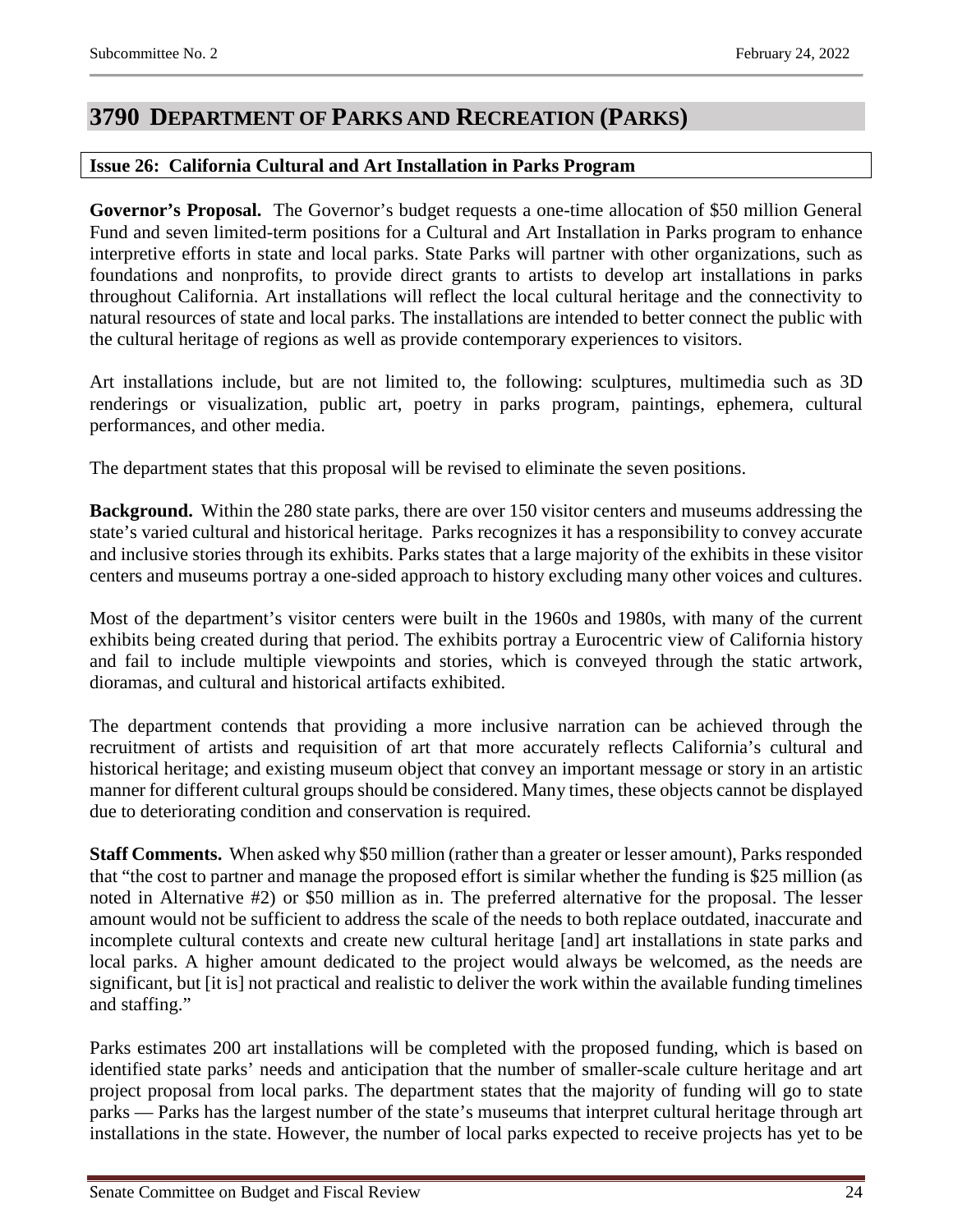# 3790 DEPARTMENT OF PARKS AND RECREATION (PARKS)

**Issue 26: California Cultural and Art Installation in Parks Program**

**Governor's Proposal.** The Governor's budget requests a one-time allocation of $50 million General Fund and seven limited-term positions for a Cultural and Art Installation in Parks program to enhance interpretive efforts in state and local parks. State Parks will partner with other organizations, such as foundations and nonprofits, to provide direct grants to artists to develop art installations in parks throughout California. Art installations will reflect the local cultural heritage and the connectivity to natural resources of state and local parks. The installations are intended to better connect the public with the cultural heritage of regions as well as provide contemporary experiences to visitors.

Art installations include, but are not limited to, the following: sculptures, multimedia such as 3D renderings or visualization, public art, poetry in parks program, paintings, ephemera, cultural performances, and other media.

The department states that this proposal will be revised to eliminate the seven positions.

**Background.** Within the 280 state parks, there are over 150 visitor centers and museums addressing the state's varied cultural and historical heritage. Parks recognizes it has a responsibility to convey accurate and inclusive stories through its exhibits. Parks states that a large majority of the exhibits in these visitor centers and museums portray a one-sided approach to history excluding many other voices and cultures.

Most of the department's visitor centers were built in the 1960s and 1980s, with many of the current exhibits being created during that period. The exhibits portray a Eurocentric view of California history and fail to include multiple viewpoints and stories, which is conveyed through the static artwork, dioramas, and cultural and historical artifacts exhibited.

The department contends that providing a more inclusive narration can be achieved through the recruitment of artists and requisition of art that more accurately reflects California's cultural and historical heritage; and existing museum object that convey an important message or story in an artistic manner for different cultural groups should be considered. Many times, these objects cannot be displayed due to deteriorating condition and conservation is required.

**Staff Comments.** When asked why $50 million (rather than a greater or lesser amount), Parks responded that "the cost to partner and manage the proposed effort is similar whether the funding is $25 million (as noted in Alternative #2) or $50 million as in. The preferred alternative for the proposal. The lesser amount would not be sufficient to address the scale of the needs to both replace outdated, inaccurate and incomplete cultural contexts and create new cultural heritage [and] art installations in state parks and local parks. A higher amount dedicated to the project would always be welcomed, as the needs are significant, but [it is] not practical and realistic to deliver the work within the available funding timelines and staffing."

Parks estimates 200 art installations will be completed with the proposed funding, which is based on identified state parks' needs and anticipation that the number of smaller-scale culture heritage and art project proposal from local parks. The department states that the majority of funding will go to state parks — Parks has the largest number of the state's museums that interpret cultural heritage through art installations in the state. However, the number of local parks expected to receive projects has yet to be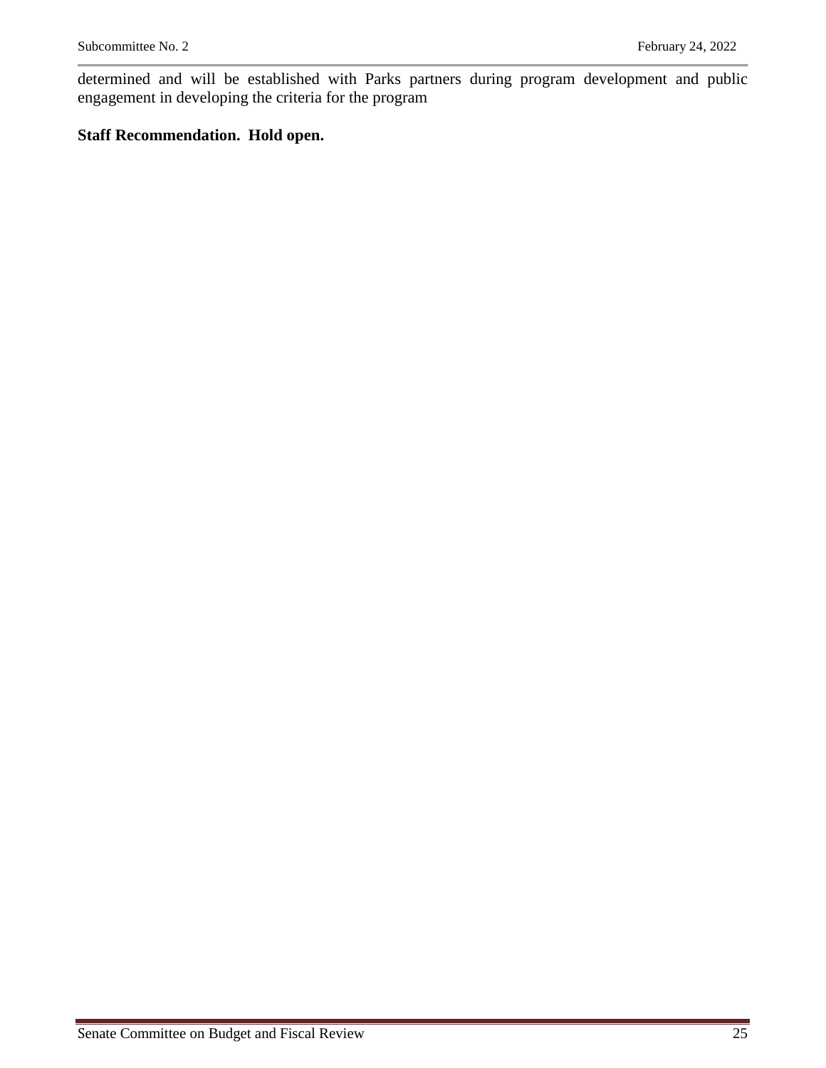determined and will be established with Parks partners during program development and public engagement in developing the criteria for the program

**Staff Recommendation. Hold open.**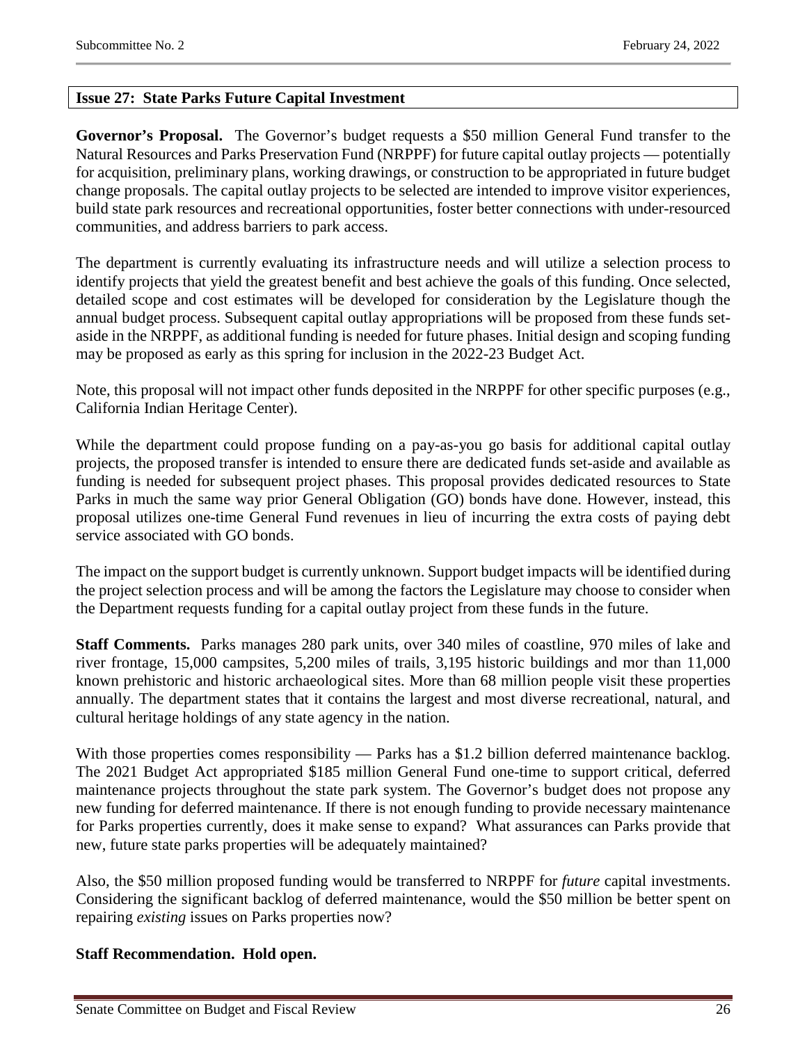## Issue 27: State Parks Future Capital Investment

**Governor's Proposal.** The Governor's budget requests a $50 million General Fund transfer to the Natural Resources and Parks Preservation Fund (NRPPF) for future capital outlay projects — potentially for acquisition, preliminary plans, working drawings, or construction to be appropriated in future budget change proposals. The capital outlay projects to be selected are intended to improve visitor experiences, build state park resources and recreational opportunities, foster better connections with under-resourced communities, and address barriers to park access.

The department is currently evaluating its infrastructure needs and will utilize a selection process to identify projects that yield the greatest benefit and best achieve the goals of this funding. Once selected, detailed scope and cost estimates will be developed for consideration by the Legislature though the annual budget process. Subsequent capital outlay appropriations will be proposed from these funds set-aside in the NRPPF, as additional funding is needed for future phases. Initial design and scoping funding may be proposed as early as this spring for inclusion in the 2022-23 Budget Act.

Note, this proposal will not impact other funds deposited in the NRPPF for other specific purposes (e.g., California Indian Heritage Center).

While the department could propose funding on a pay-as-you go basis for additional capital outlay projects, the proposed transfer is intended to ensure there are dedicated funds set-aside and available as funding is needed for subsequent project phases. This proposal provides dedicated resources to State Parks in much the same way prior General Obligation (GO) bonds have done. However, instead, this proposal utilizes one-time General Fund revenues in lieu of incurring the extra costs of paying debt service associated with GO bonds.

The impact on the support budget is currently unknown. Support budget impacts will be identified during the project selection process and will be among the factors the Legislature may choose to consider when the Department requests funding for a capital outlay project from these funds in the future.

**Staff Comments.** Parks manages 280 park units, over 340 miles of coastline, 970 miles of lake and river frontage, 15,000 campsites, 5,200 miles of trails, 3,195 historic buildings and mor than 11,000 known prehistoric and historic archaeological sites. More than 68 million people visit these properties annually. The department states that it contains the largest and most diverse recreational, natural, and cultural heritage holdings of any state agency in the nation.

With those properties comes responsibility — Parks has a $1.2 billion deferred maintenance backlog. The 2021 Budget Act appropriated $185 million General Fund one-time to support critical, deferred maintenance projects throughout the state park system. The Governor's budget does not propose any new funding for deferred maintenance. If there is not enough funding to provide necessary maintenance for Parks properties currently, does it make sense to expand? What assurances can Parks provide that new, future state parks properties will be adequately maintained?

Also, the $50 million proposed funding would be transferred to NRPPF for *future* capital investments. Considering the significant backlog of deferred maintenance, would the $50 million be better spent on repairing *existing* issues on Parks properties now?

**Staff Recommendation. Hold open.**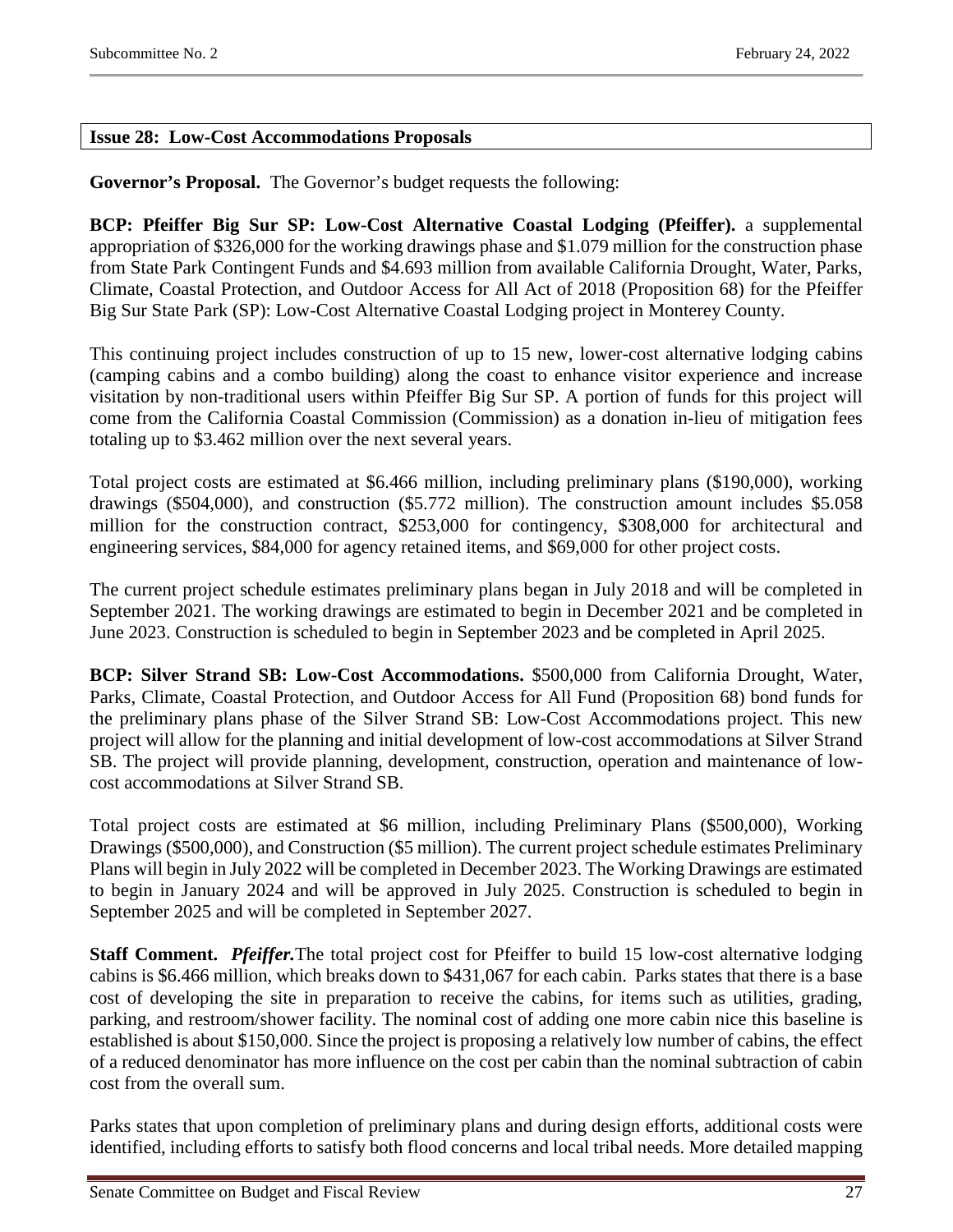**Issue 28: Low-Cost Accommodations Proposals**

**Governor's Proposal.** The Governor's budget requests the following:

**BCP: Pfeiffer Big Sur SP: Low-Cost Alternative Coastal Lodging (Pfeiffer).** a supplemental appropriation of $326,000 for the working drawings phase and $1.079 million for the construction phase from State Park Contingent Funds and $4.693 million from available California Drought, Water, Parks, Climate, Coastal Protection, and Outdoor Access for All Act of 2018 (Proposition 68) for the Pfeiffer Big Sur State Park (SP): Low-Cost Alternative Coastal Lodging project in Monterey County.

This continuing project includes construction of up to 15 new, lower-cost alternative lodging cabins (camping cabins and a combo building) along the coast to enhance visitor experience and increase visitation by non-traditional users within Pfeiffer Big Sur SP. A portion of funds for this project will come from the California Coastal Commission (Commission) as a donation in-lieu of mitigation fees totaling up to $3.462 million over the next several years.

Total project costs are estimated at $6.466 million, including preliminary plans ($190,000), working drawings ($504,000), and construction ($5.772 million). The construction amount includes $5.058 million for the construction contract, $253,000 for contingency, $308,000 for architectural and engineering services, $84,000 for agency retained items, and $69,000 for other project costs.

The current project schedule estimates preliminary plans began in July 2018 and will be completed in September 2021. The working drawings are estimated to begin in December 2021 and be completed in June 2023. Construction is scheduled to begin in September 2023 and be completed in April 2025.

**BCP: Silver Strand SB: Low-Cost Accommodations.** $500,000 from California Drought, Water, Parks, Climate, Coastal Protection, and Outdoor Access for All Fund (Proposition 68) bond funds for the preliminary plans phase of the Silver Strand SB: Low-Cost Accommodations project. This new project will allow for the planning and initial development of low-cost accommodations at Silver Strand SB. The project will provide planning, development, construction, operation and maintenance of low-cost accommodations at Silver Strand SB.

Total project costs are estimated at $6 million, including Preliminary Plans ($500,000), Working Drawings ($500,000), and Construction ($5 million). The current project schedule estimates Preliminary Plans will begin in July 2022 will be completed in December 2023. The Working Drawings are estimated to begin in January 2024 and will be approved in July 2025. Construction is scheduled to begin in September 2025 and will be completed in September 2027.

**Staff Comment.** ***Pfeiffer.*** The total project cost for Pfeiffer to build 15 low-cost alternative lodging cabins is $6.466 million, which breaks down to $431,067 for each cabin. Parks states that there is a base cost of developing the site in preparation to receive the cabins, for items such as utilities, grading, parking, and restroom/shower facility. The nominal cost of adding one more cabin nice this baseline is established is about $150,000. Since the project is proposing a relatively low number of cabins, the effect of a reduced denominator has more influence on the cost per cabin than the nominal subtraction of cabin cost from the overall sum.

Parks states that upon completion of preliminary plans and during design efforts, additional costs were identified, including efforts to satisfy both flood concerns and local tribal needs. More detailed mapping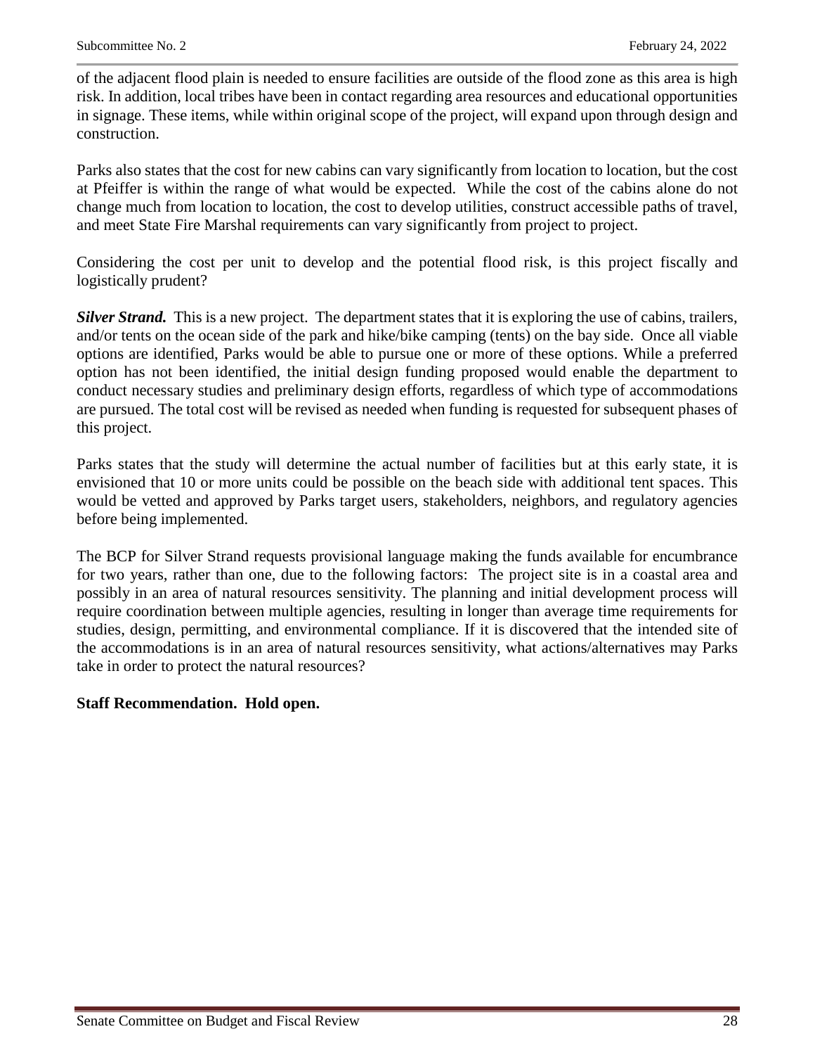of the adjacent flood plain is needed to ensure facilities are outside of the flood zone as this area is high risk. In addition, local tribes have been in contact regarding area resources and educational opportunities in signage. These items, while within original scope of the project, will expand upon through design and construction.

Parks also states that the cost for new cabins can vary significantly from location to location, but the cost at Pfeiffer is within the range of what would be expected. While the cost of the cabins alone do not change much from location to location, the cost to develop utilities, construct accessible paths of travel, and meet State Fire Marshal requirements can vary significantly from project to project.

Considering the cost per unit to develop and the potential flood risk, is this project fiscally and logistically prudent?

***Silver Strand.*** This is a new project. The department states that it is exploring the use of cabins, trailers, and/or tents on the ocean side of the park and hike/bike camping (tents) on the bay side. Once all viable options are identified, Parks would be able to pursue one or more of these options. While a preferred option has not been identified, the initial design funding proposed would enable the department to conduct necessary studies and preliminary design efforts, regardless of which type of accommodations are pursued. The total cost will be revised as needed when funding is requested for subsequent phases of this project.

Parks states that the study will determine the actual number of facilities but at this early state, it is envisioned that 10 or more units could be possible on the beach side with additional tent spaces. This would be vetted and approved by Parks target users, stakeholders, neighbors, and regulatory agencies before being implemented.

The BCP for Silver Strand requests provisional language making the funds available for encumbrance for two years, rather than one, due to the following factors: The project site is in a coastal area and possibly in an area of natural resources sensitivity. The planning and initial development process will require coordination between multiple agencies, resulting in longer than average time requirements for studies, design, permitting, and environmental compliance. If it is discovered that the intended site of the accommodations is in an area of natural resources sensitivity, what actions/alternatives may Parks take in order to protect the natural resources?

**Staff Recommendation. Hold open.**